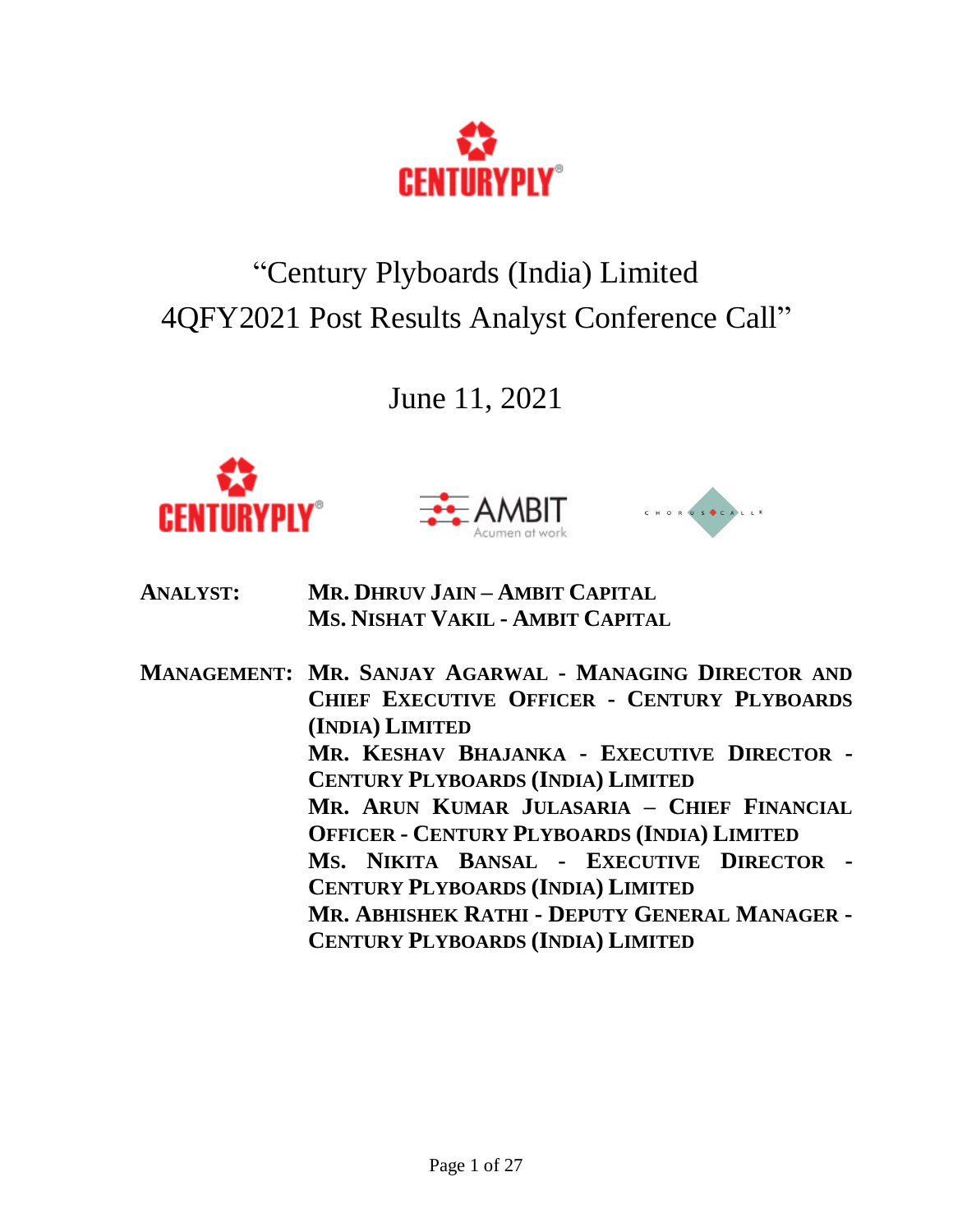# "Century Plyboards (India) Limited 4QFY2021 Post Results Analyst Conference Call"

## June 11, 2021

**ANALYST:** **MR. DHRUV JAIN – AMBIT CAPITAL**
**MS. NISHAT VAKIL - AMBIT CAPITAL**

**MANAGEMENT:** **MR. SANJAY AGARWAL - MANAGING DIRECTOR AND CHIEF EXECUTIVE OFFICER - CENTURY PLYBOARDS (INDIA) LIMITED**
**MR. KESHAV BHAJANKA - EXECUTIVE DIRECTOR - CENTURY PLYBOARDS (INDIA) LIMITED**
**MR. ARUN KUMAR JULASARIA – CHIEF FINANCIAL OFFICER - CENTURY PLYBOARDS (INDIA) LIMITED**
**MS. NIKITA BANSAL - EXECUTIVE DIRECTOR - CENTURY PLYBOARDS (INDIA) LIMITED**
**MR. ABHISHEK RATHI - DEPUTY GENERAL MANAGER - CENTURY PLYBOARDS (INDIA) LIMITED**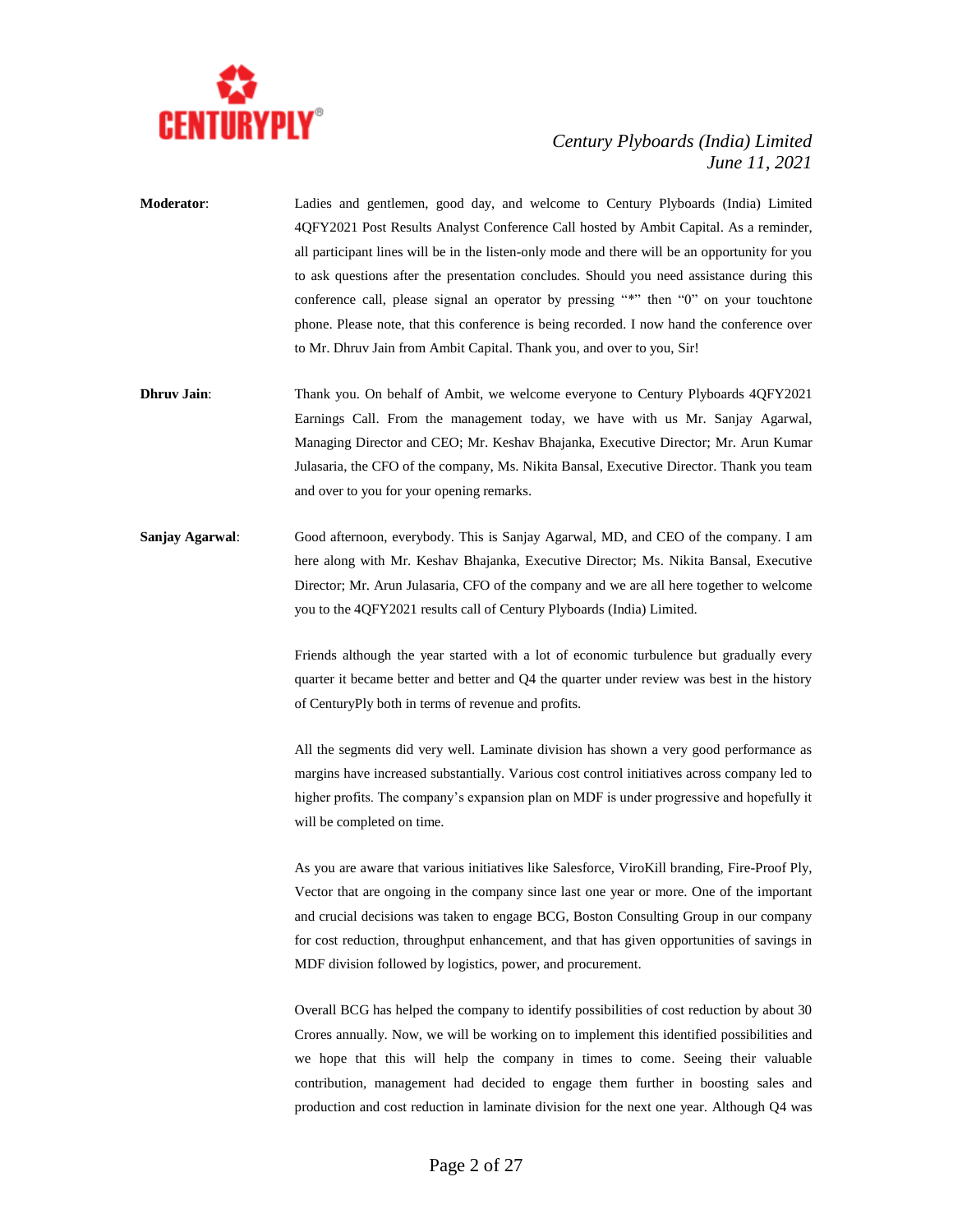**Moderator**: Ladies and gentlemen, good day, and welcome to Century Plyboards (India) Limited 4QFY2021 Post Results Analyst Conference Call hosted by Ambit Capital. As a reminder, all participant lines will be in the listen-only mode and there will be an opportunity for you to ask questions after the presentation concludes. Should you need assistance during this conference call, please signal an operator by pressing "*" then "0" on your touchtone phone. Please note, that this conference is being recorded. I now hand the conference over to Mr. Dhruv Jain from Ambit Capital. Thank you, and over to you, Sir!

**Dhruv Jain**: Thank you. On behalf of Ambit, we welcome everyone to Century Plyboards 4QFY2021 Earnings Call. From the management today, we have with us Mr. Sanjay Agarwal, Managing Director and CEO; Mr. Keshav Bhajanka, Executive Director; Mr. Arun Kumar Julasaria, the CFO of the company, Ms. Nikita Bansal, Executive Director. Thank you team and over to you for your opening remarks.

**Sanjay Agarwal**: Good afternoon, everybody. This is Sanjay Agarwal, MD, and CEO of the company. I am here along with Mr. Keshav Bhajanka, Executive Director; Ms. Nikita Bansal, Executive Director; Mr. Arun Julasaria, CFO of the company and we are all here together to welcome you to the 4QFY2021 results call of Century Plyboards (India) Limited.

Friends although the year started with a lot of economic turbulence but gradually every quarter it became better and better and Q4 the quarter under review was best in the history of CenturyPly both in terms of revenue and profits.

All the segments did very well. Laminate division has shown a very good performance as margins have increased substantially. Various cost control initiatives across company led to higher profits. The company's expansion plan on MDF is under progressive and hopefully it will be completed on time.

As you are aware that various initiatives like Salesforce, ViroKill branding, Fire-Proof Ply, Vector that are ongoing in the company since last one year or more. One of the important and crucial decisions was taken to engage BCG, Boston Consulting Group in our company for cost reduction, throughput enhancement, and that has given opportunities of savings in MDF division followed by logistics, power, and procurement.

Overall BCG has helped the company to identify possibilities of cost reduction by about 30 Crores annually. Now, we will be working on to implement this identified possibilities and we hope that this will help the company in times to come. Seeing their valuable contribution, management had decided to engage them further in boosting sales and production and cost reduction in laminate division for the next one year. Although Q4 was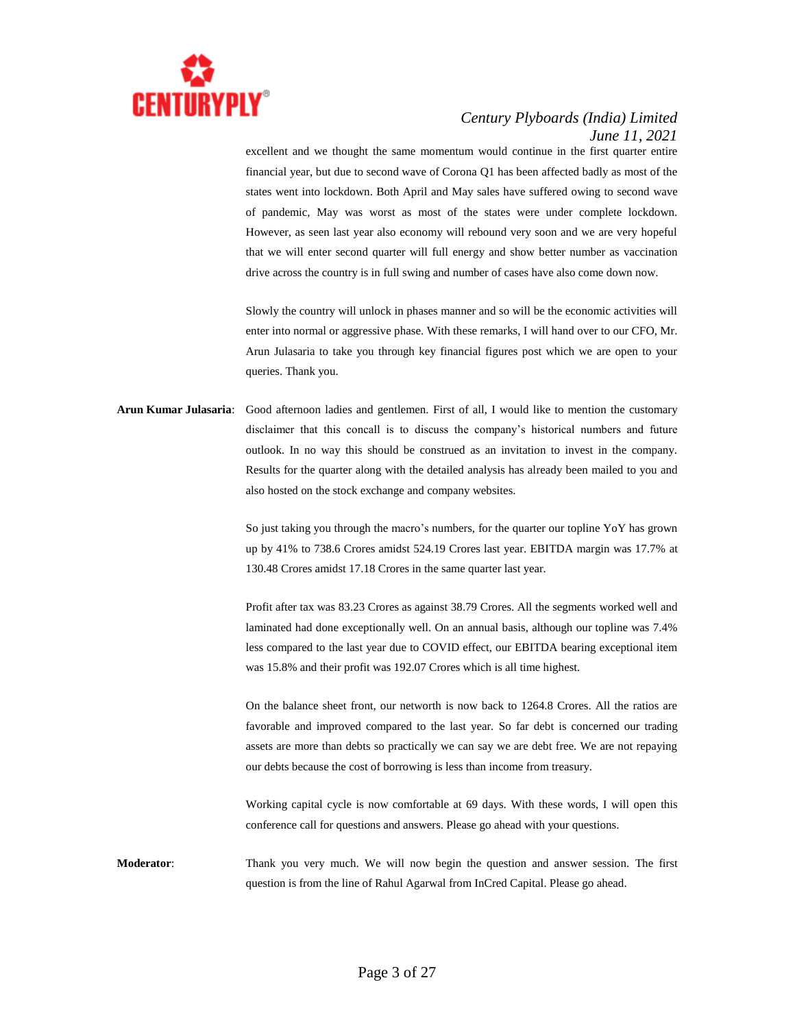excellent and we thought the same momentum would continue in the first quarter entire financial year, but due to second wave of Corona Q1 has been affected badly as most of the states went into lockdown. Both April and May sales have suffered owing to second wave of pandemic, May was worst as most of the states were under complete lockdown. However, as seen last year also economy will rebound very soon and we are very hopeful that we will enter second quarter will full energy and show better number as vaccination drive across the country is in full swing and number of cases have also come down now.

Slowly the country will unlock in phases manner and so will be the economic activities will enter into normal or aggressive phase. With these remarks, I will hand over to our CFO, Mr. Arun Julasaria to take you through key financial figures post which we are open to your queries. Thank you.

**Arun Kumar Julasaria**: Good afternoon ladies and gentlemen. First of all, I would like to mention the customary disclaimer that this concall is to discuss the company's historical numbers and future outlook. In no way this should be construed as an invitation to invest in the company. Results for the quarter along with the detailed analysis has already been mailed to you and also hosted on the stock exchange and company websites.

So just taking you through the macro's numbers, for the quarter our topline YoY has grown up by 41% to 738.6 Crores amidst 524.19 Crores last year. EBITDA margin was 17.7% at 130.48 Crores amidst 17.18 Crores in the same quarter last year.

Profit after tax was 83.23 Crores as against 38.79 Crores. All the segments worked well and laminated had done exceptionally well. On an annual basis, although our topline was 7.4% less compared to the last year due to COVID effect, our EBITDA bearing exceptional item was 15.8% and their profit was 192.07 Crores which is all time highest.

On the balance sheet front, our networth is now back to 1264.8 Crores. All the ratios are favorable and improved compared to the last year. So far debt is concerned our trading assets are more than debts so practically we can say we are debt free. We are not repaying our debts because the cost of borrowing is less than income from treasury.

Working capital cycle is now comfortable at 69 days. With these words, I will open this conference call for questions and answers. Please go ahead with your questions.

**Moderator**: Thank you very much. We will now begin the question and answer session. The first question is from the line of Rahul Agarwal from InCred Capital. Please go ahead.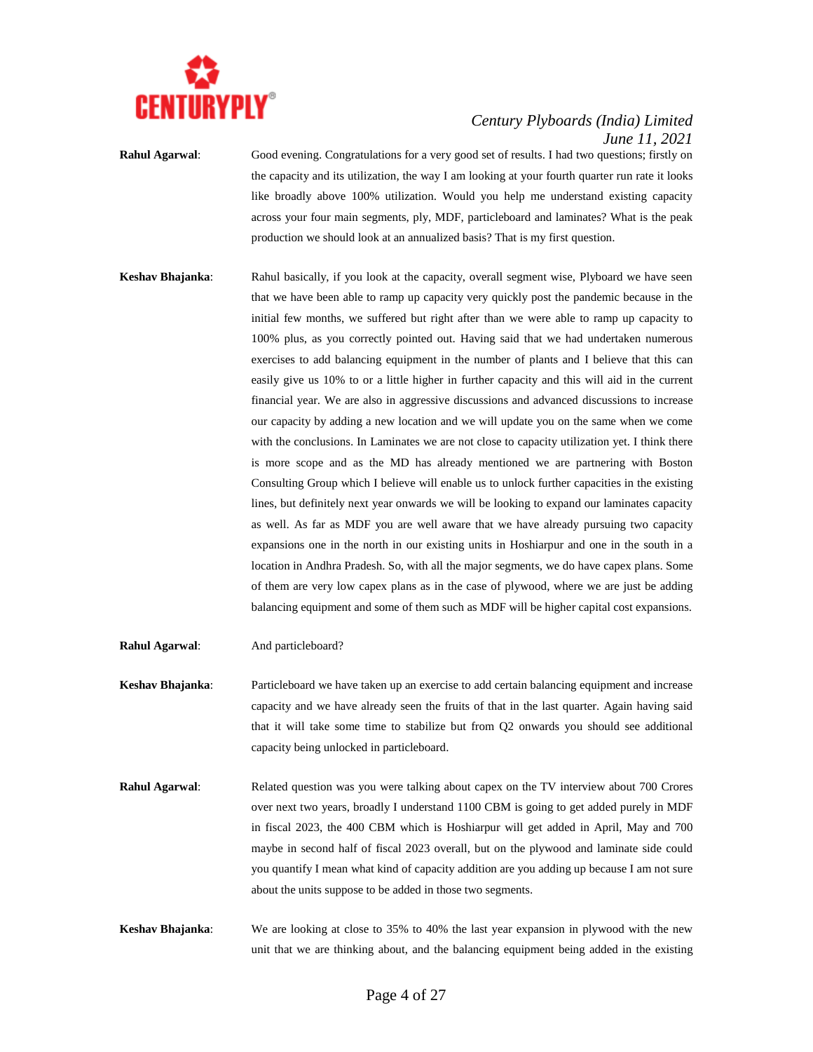**Rahul Agarwal**: Good evening. Congratulations for a very good set of results. I had two questions; firstly on the capacity and its utilization, the way I am looking at your fourth quarter run rate it looks like broadly above 100% utilization. Would you help me understand existing capacity across your four main segments, ply, MDF, particleboard and laminates? What is the peak production we should look at an annualized basis? That is my first question.

**Keshav Bhajanka**: Rahul basically, if you look at the capacity, overall segment wise, Plyboard we have seen that we have been able to ramp up capacity very quickly post the pandemic because in the initial few months, we suffered but right after than we were able to ramp up capacity to 100% plus, as you correctly pointed out. Having said that we had undertaken numerous exercises to add balancing equipment in the number of plants and I believe that this can easily give us 10% to or a little higher in further capacity and this will aid in the current financial year. We are also in aggressive discussions and advanced discussions to increase our capacity by adding a new location and we will update you on the same when we come with the conclusions. In Laminates we are not close to capacity utilization yet. I think there is more scope and as the MD has already mentioned we are partnering with Boston Consulting Group which I believe will enable us to unlock further capacities in the existing lines, but definitely next year onwards we will be looking to expand our laminates capacity as well. As far as MDF you are well aware that we have already pursuing two capacity expansions one in the north in our existing units in Hoshiarpur and one in the south in a location in Andhra Pradesh. So, with all the major segments, we do have capex plans. Some of them are very low capex plans as in the case of plywood, where we are just be adding balancing equipment and some of them such as MDF will be higher capital cost expansions.

**Rahul Agarwal**: And particleboard?

**Keshav Bhajanka**: Particleboard we have taken up an exercise to add certain balancing equipment and increase capacity and we have already seen the fruits of that in the last quarter. Again having said that it will take some time to stabilize but from Q2 onwards you should see additional capacity being unlocked in particleboard.

**Rahul Agarwal**: Related question was you were talking about capex on the TV interview about 700 Crores over next two years, broadly I understand 1100 CBM is going to get added purely in MDF in fiscal 2023, the 400 CBM which is Hoshiarpur will get added in April, May and 700 maybe in second half of fiscal 2023 overall, but on the plywood and laminate side could you quantify I mean what kind of capacity addition are you adding up because I am not sure about the units suppose to be added in those two segments.

**Keshav Bhajanka**: We are looking at close to 35% to 40% the last year expansion in plywood with the new unit that we are thinking about, and the balancing equipment being added in the existing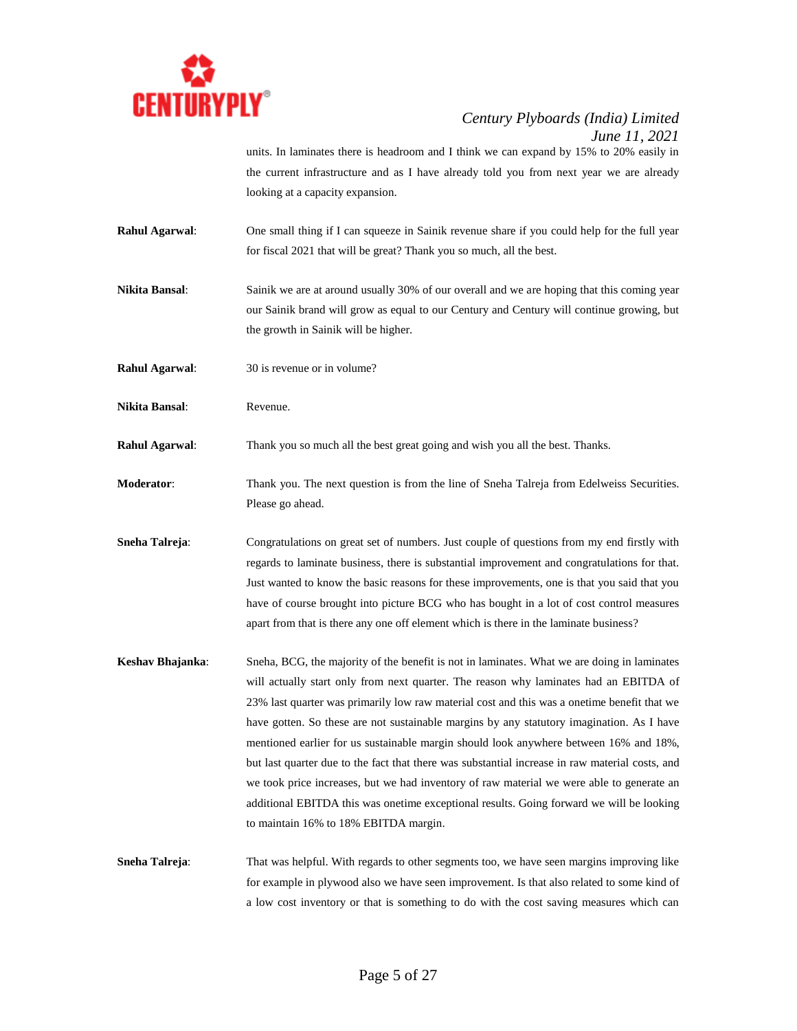units. In laminates there is headroom and I think we can expand by 15% to 20% easily in the current infrastructure and as I have already told you from next year we are already looking at a capacity expansion.

**Rahul Agarwal**: One small thing if I can squeeze in Sainik revenue share if you could help for the full year for fiscal 2021 that will be great? Thank you so much, all the best.

**Nikita Bansal**: Sainik we are at around usually 30% of our overall and we are hoping that this coming year our Sainik brand will grow as equal to our Century and Century will continue growing, but the growth in Sainik will be higher.

**Rahul Agarwal**: 30 is revenue or in volume?

**Nikita Bansal**: Revenue.

**Rahul Agarwal**: Thank you so much all the best great going and wish you all the best. Thanks.

**Moderator**: Thank you. The next question is from the line of Sneha Talreja from Edelweiss Securities. Please go ahead.

**Sneha Talreja**: Congratulations on great set of numbers. Just couple of questions from my end firstly with regards to laminate business, there is substantial improvement and congratulations for that. Just wanted to know the basic reasons for these improvements, one is that you said that you have of course brought into picture BCG who has bought in a lot of cost control measures apart from that is there any one off element which is there in the laminate business?

**Keshav Bhajanka**: Sneha, BCG, the majority of the benefit is not in laminates. What we are doing in laminates will actually start only from next quarter. The reason why laminates had an EBITDA of 23% last quarter was primarily low raw material cost and this was a onetime benefit that we have gotten. So these are not sustainable margins by any statutory imagination. As I have mentioned earlier for us sustainable margin should look anywhere between 16% and 18%, but last quarter due to the fact that there was substantial increase in raw material costs, and we took price increases, but we had inventory of raw material we were able to generate an additional EBITDA this was onetime exceptional results. Going forward we will be looking to maintain 16% to 18% EBITDA margin.

**Sneha Talreja**: That was helpful. With regards to other segments too, we have seen margins improving like for example in plywood also we have seen improvement. Is that also related to some kind of a low cost inventory or that is something to do with the cost saving measures which can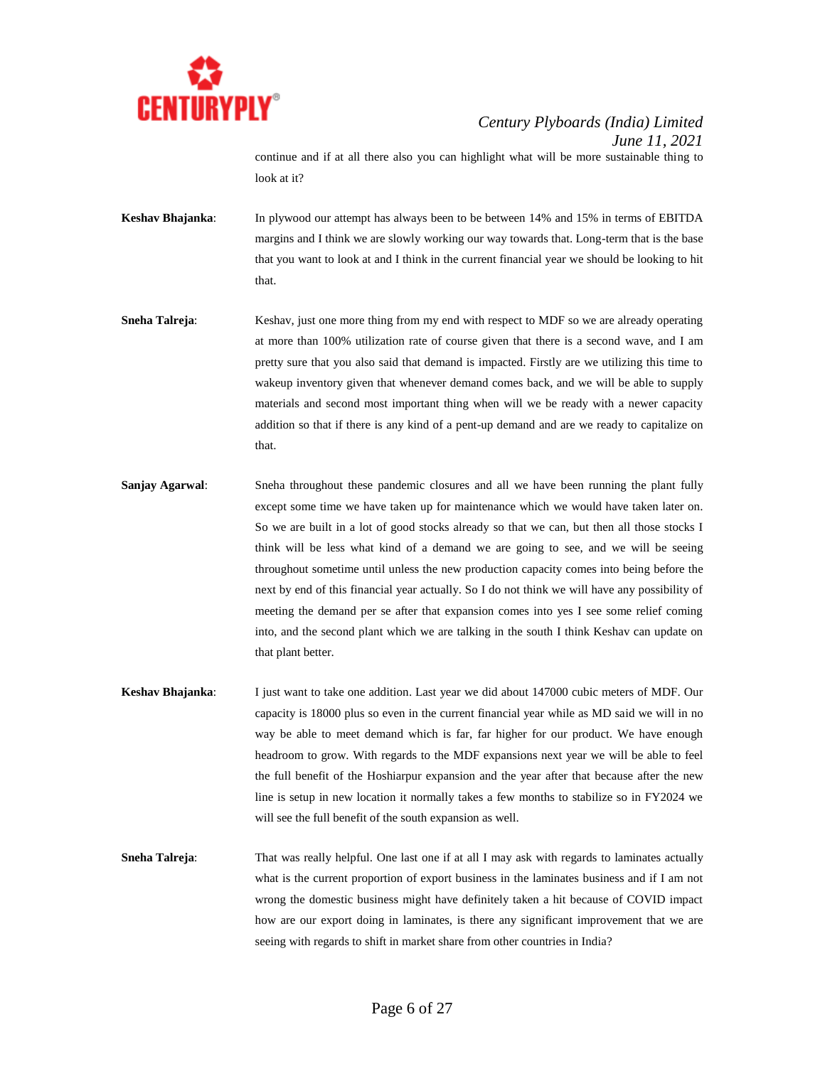continue and if at all there also you can highlight what will be more sustainable thing to look at it?

**Keshav Bhajanka**: In plywood our attempt has always been to be between 14% and 15% in terms of EBITDA margins and I think we are slowly working our way towards that. Long-term that is the base that you want to look at and I think in the current financial year we should be looking to hit that.

**Sneha Talreja**: Keshav, just one more thing from my end with respect to MDF so we are already operating at more than 100% utilization rate of course given that there is a second wave, and I am pretty sure that you also said that demand is impacted. Firstly are we utilizing this time to wakeup inventory given that whenever demand comes back, and we will be able to supply materials and second most important thing when will we be ready with a newer capacity addition so that if there is any kind of a pent-up demand and are we ready to capitalize on that.

**Sanjay Agarwal**: Sneha throughout these pandemic closures and all we have been running the plant fully except some time we have taken up for maintenance which we would have taken later on. So we are built in a lot of good stocks already so that we can, but then all those stocks I think will be less what kind of a demand we are going to see, and we will be seeing throughout sometime until unless the new production capacity comes into being before the next by end of this financial year actually. So I do not think we will have any possibility of meeting the demand per se after that expansion comes into yes I see some relief coming into, and the second plant which we are talking in the south I think Keshav can update on that plant better.

**Keshav Bhajanka**: I just want to take one addition. Last year we did about 147000 cubic meters of MDF. Our capacity is 18000 plus so even in the current financial year while as MD said we will in no way be able to meet demand which is far, far higher for our product. We have enough headroom to grow. With regards to the MDF expansions next year we will be able to feel the full benefit of the Hoshiarpur expansion and the year after that because after the new line is setup in new location it normally takes a few months to stabilize so in FY2024 we will see the full benefit of the south expansion as well.

**Sneha Talreja**: That was really helpful. One last one if at all I may ask with regards to laminates actually what is the current proportion of export business in the laminates business and if I am not wrong the domestic business might have definitely taken a hit because of COVID impact how are our export doing in laminates, is there any significant improvement that we are seeing with regards to shift in market share from other countries in India?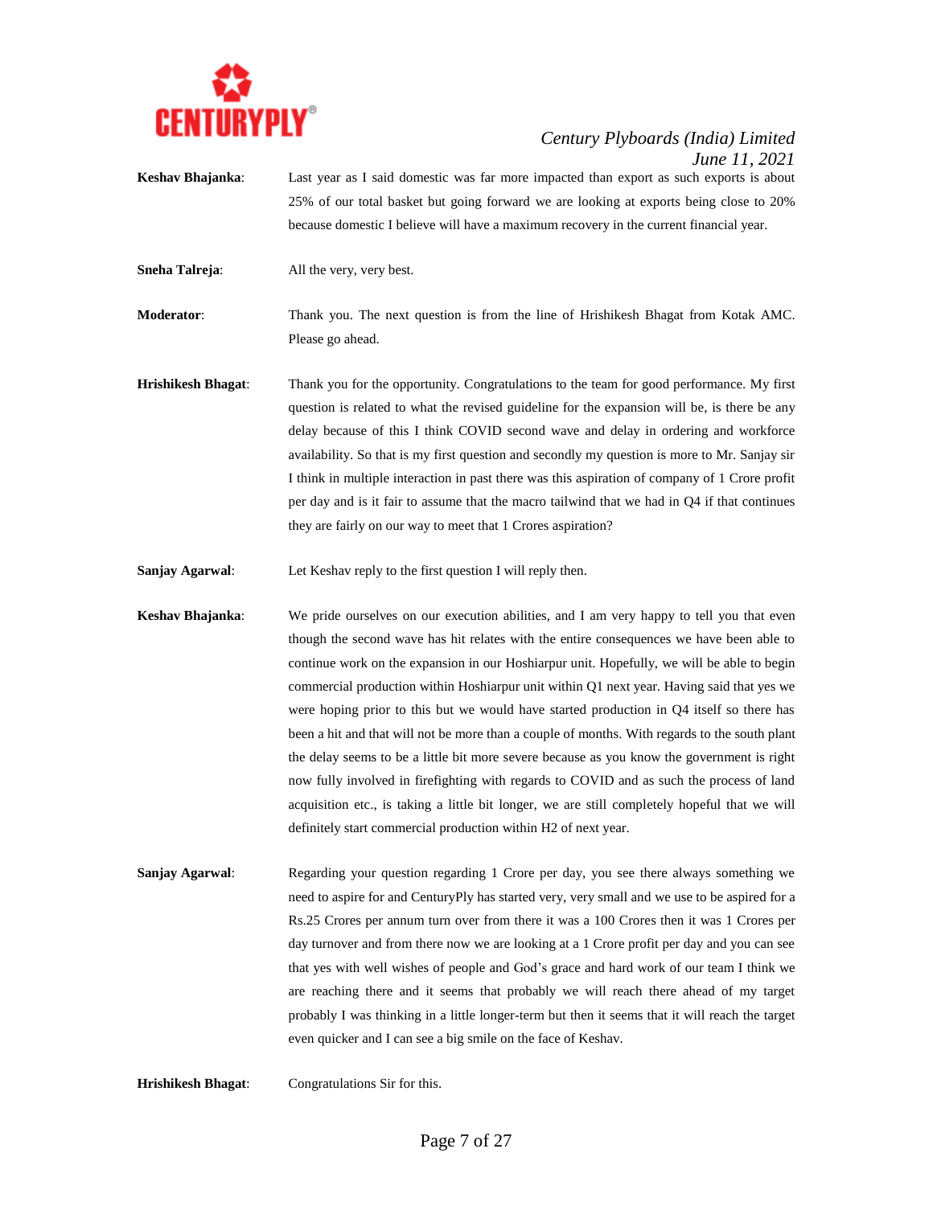**Keshav Bhajanka**: Last year as I said domestic was far more impacted than export as such exports is about 25% of our total basket but going forward we are looking at exports being close to 20% because domestic I believe will have a maximum recovery in the current financial year.

**Sneha Talreja**: All the very, very best.

**Moderator**: Thank you. The next question is from the line of Hrishikesh Bhagat from Kotak AMC. Please go ahead.

**Hrishikesh Bhagat**: Thank you for the opportunity. Congratulations to the team for good performance. My first question is related to what the revised guideline for the expansion will be, is there be any delay because of this I think COVID second wave and delay in ordering and workforce availability. So that is my first question and secondly my question is more to Mr. Sanjay sir I think in multiple interaction in past there was this aspiration of company of 1 Crore profit per day and is it fair to assume that the macro tailwind that we had in Q4 if that continues they are fairly on our way to meet that 1 Crores aspiration?

**Sanjay Agarwal**: Let Keshav reply to the first question I will reply then.

**Keshav Bhajanka**: We pride ourselves on our execution abilities, and I am very happy to tell you that even though the second wave has hit relates with the entire consequences we have been able to continue work on the expansion in our Hoshiarpur unit. Hopefully, we will be able to begin commercial production within Hoshiarpur unit within Q1 next year. Having said that yes we were hoping prior to this but we would have started production in Q4 itself so there has been a hit and that will not be more than a couple of months. With regards to the south plant the delay seems to be a little bit more severe because as you know the government is right now fully involved in firefighting with regards to COVID and as such the process of land acquisition etc., is taking a little bit longer, we are still completely hopeful that we will definitely start commercial production within H2 of next year.

**Sanjay Agarwal**: Regarding your question regarding 1 Crore per day, you see there always something we need to aspire for and CenturyPly has started very, very small and we use to be aspired for a Rs.25 Crores per annum turn over from there it was a 100 Crores then it was 1 Crores per day turnover and from there now we are looking at a 1 Crore profit per day and you can see that yes with well wishes of people and God's grace and hard work of our team I think we are reaching there and it seems that probably we will reach there ahead of my target probably I was thinking in a little longer-term but then it seems that it will reach the target even quicker and I can see a big smile on the face of Keshav.

**Hrishikesh Bhagat**: Congratulations Sir for this.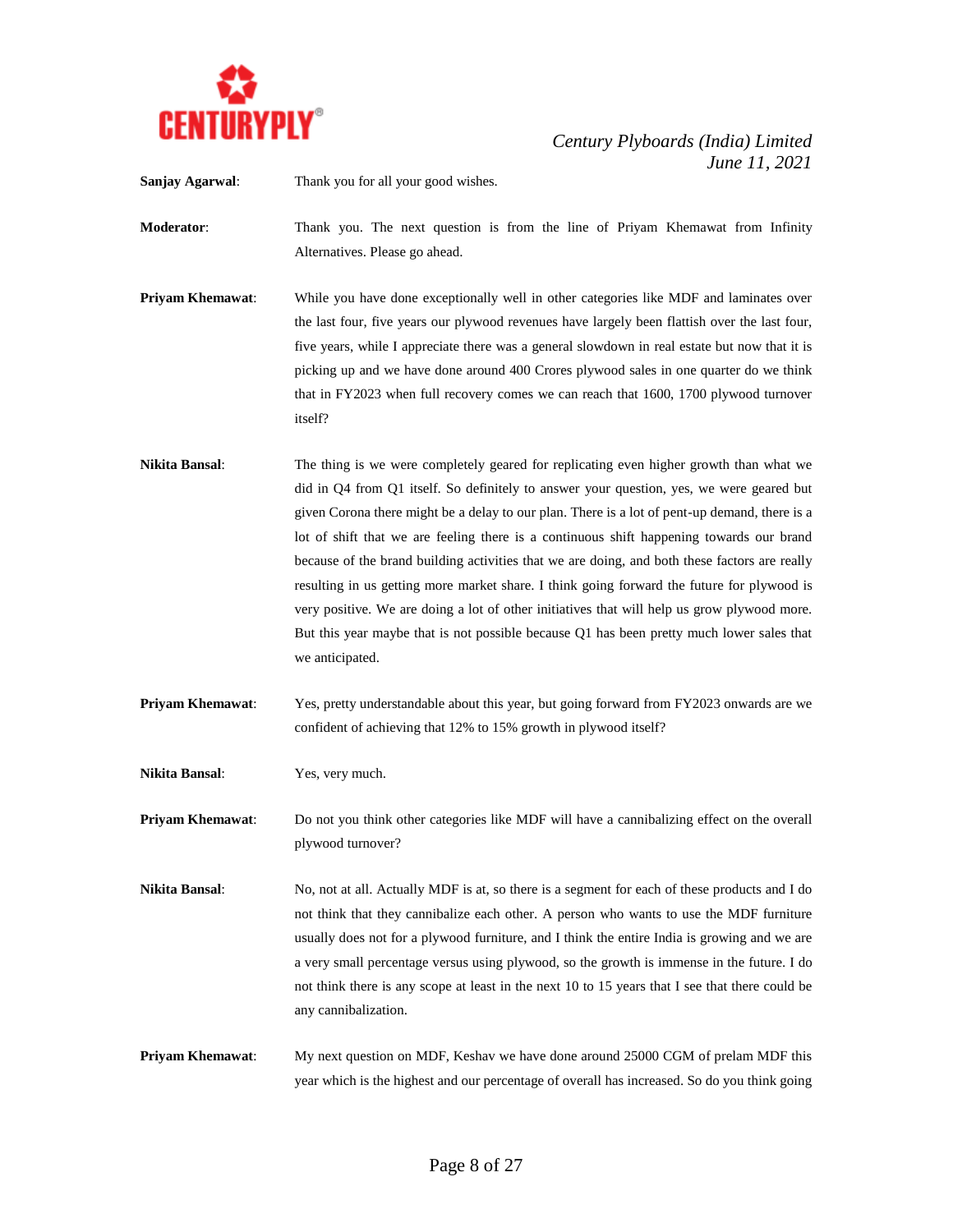**Sanjay Agarwal**: Thank you for all your good wishes.

**Moderator**: Thank you. The next question is from the line of Priyam Khemawat from Infinity Alternatives. Please go ahead.

**Priyam Khemawat**: While you have done exceptionally well in other categories like MDF and laminates over the last four, five years our plywood revenues have largely been flattish over the last four, five years, while I appreciate there was a general slowdown in real estate but now that it is picking up and we have done around 400 Crores plywood sales in one quarter do we think that in FY2023 when full recovery comes we can reach that 1600, 1700 plywood turnover itself?

**Nikita Bansal**: The thing is we were completely geared for replicating even higher growth than what we did in Q4 from Q1 itself. So definitely to answer your question, yes, we were geared but given Corona there might be a delay to our plan. There is a lot of pent-up demand, there is a lot of shift that we are feeling there is a continuous shift happening towards our brand because of the brand building activities that we are doing, and both these factors are really resulting in us getting more market share. I think going forward the future for plywood is very positive. We are doing a lot of other initiatives that will help us grow plywood more. But this year maybe that is not possible because Q1 has been pretty much lower sales that we anticipated.

**Priyam Khemawat**: Yes, pretty understandable about this year, but going forward from FY2023 onwards are we confident of achieving that 12% to 15% growth in plywood itself?

**Nikita Bansal**: Yes, very much.

**Priyam Khemawat**: Do not you think other categories like MDF will have a cannibalizing effect on the overall plywood turnover?

**Nikita Bansal**: No, not at all. Actually MDF is at, so there is a segment for each of these products and I do not think that they cannibalize each other. A person who wants to use the MDF furniture usually does not for a plywood furniture, and I think the entire India is growing and we are a very small percentage versus using plywood, so the growth is immense in the future. I do not think there is any scope at least in the next 10 to 15 years that I see that there could be any cannibalization.

**Priyam Khemawat**: My next question on MDF, Keshav we have done around 25000 CGM of prelam MDF this year which is the highest and our percentage of overall has increased. So do you think going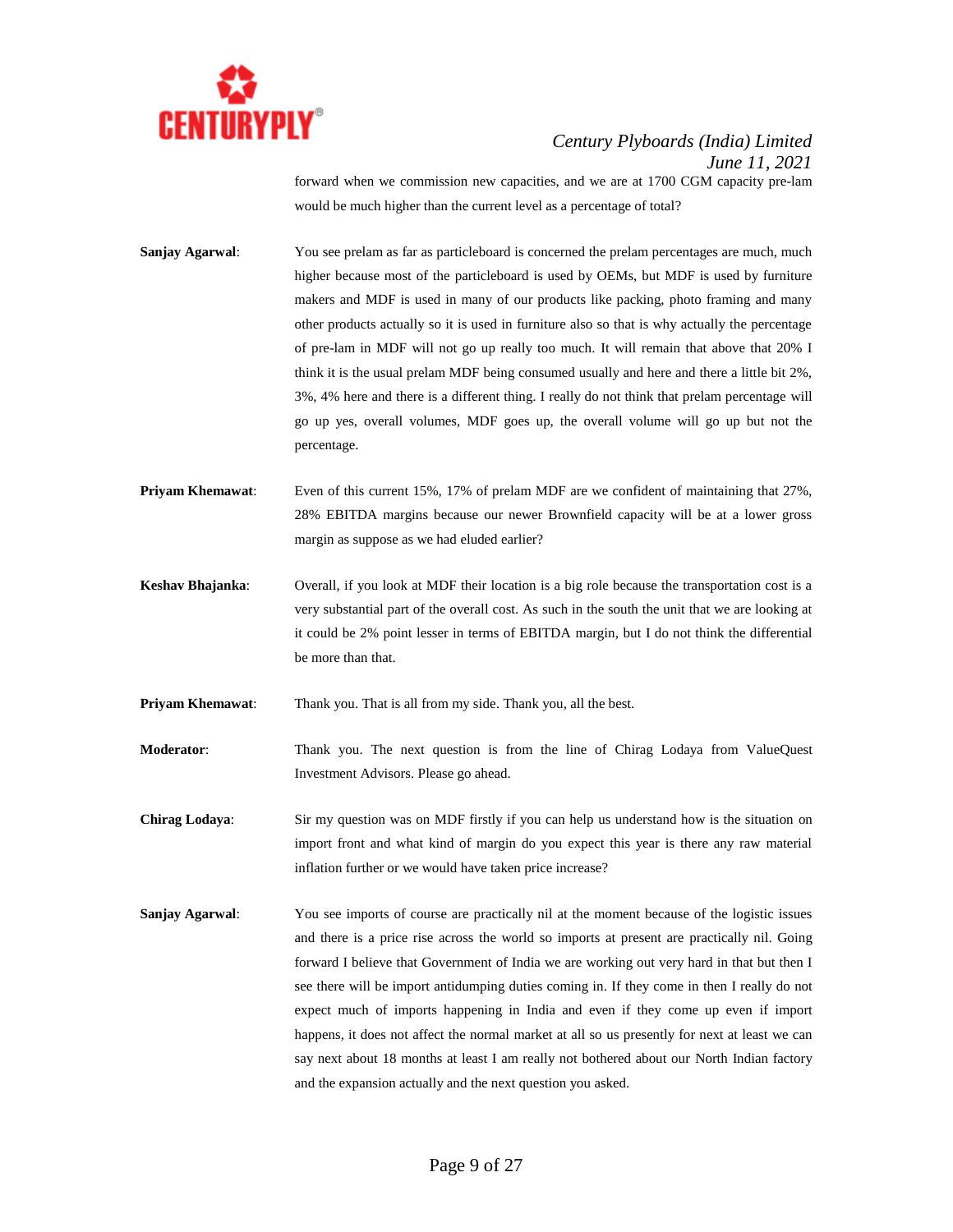forward when we commission new capacities, and we are at 1700 CGM capacity pre-lam would be much higher than the current level as a percentage of total?

**Sanjay Agarwal**: You see prelam as far as particleboard is concerned the prelam percentages are much, much higher because most of the particleboard is used by OEMs, but MDF is used by furniture makers and MDF is used in many of our products like packing, photo framing and many other products actually so it is used in furniture also so that is why actually the percentage of pre-lam in MDF will not go up really too much. It will remain that above that 20% I think it is the usual prelam MDF being consumed usually and here and there a little bit 2%, 3%, 4% here and there is a different thing. I really do not think that prelam percentage will go up yes, overall volumes, MDF goes up, the overall volume will go up but not the percentage.

**Priyam Khemawat**: Even of this current 15%, 17% of prelam MDF are we confident of maintaining that 27%, 28% EBITDA margins because our newer Brownfield capacity will be at a lower gross margin as suppose as we had eluded earlier?

**Keshav Bhajanka**: Overall, if you look at MDF their location is a big role because the transportation cost is a very substantial part of the overall cost. As such in the south the unit that we are looking at it could be 2% point lesser in terms of EBITDA margin, but I do not think the differential be more than that.

**Priyam Khemawat**: Thank you. That is all from my side. Thank you, all the best.

**Moderator**: Thank you. The next question is from the line of Chirag Lodaya from ValueQuest Investment Advisors. Please go ahead.

**Chirag Lodaya**: Sir my question was on MDF firstly if you can help us understand how is the situation on import front and what kind of margin do you expect this year is there any raw material inflation further or we would have taken price increase?

**Sanjay Agarwal**: You see imports of course are practically nil at the moment because of the logistic issues and there is a price rise across the world so imports at present are practically nil. Going forward I believe that Government of India we are working out very hard in that but then I see there will be import antidumping duties coming in. If they come in then I really do not expect much of imports happening in India and even if they come up even if import happens, it does not affect the normal market at all so us presently for next at least we can say next about 18 months at least I am really not bothered about our North Indian factory and the expansion actually and the next question you asked.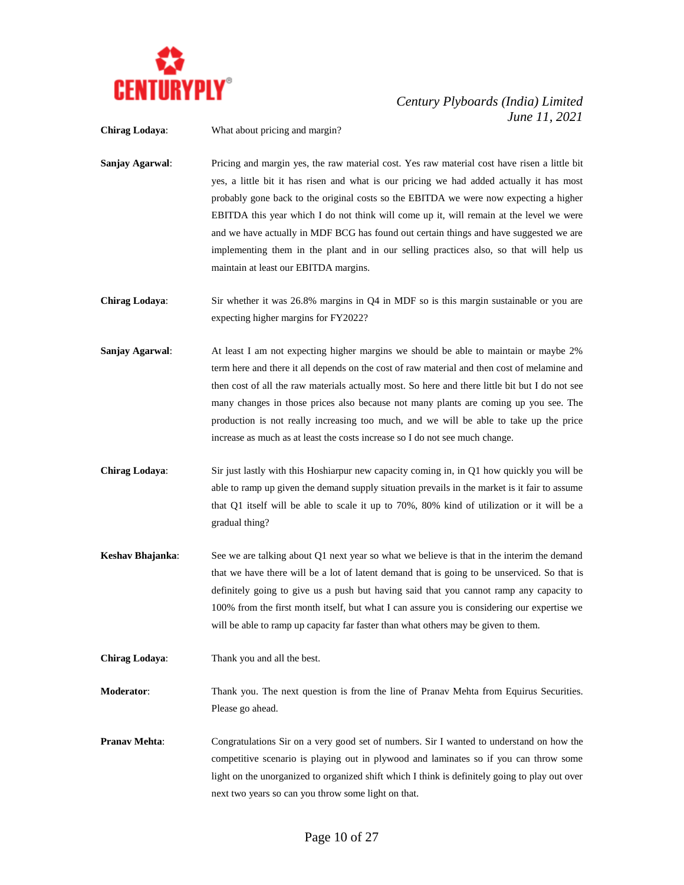**Chirag Lodaya**: What about pricing and margin?

**Sanjay Agarwal**: Pricing and margin yes, the raw material cost. Yes raw material cost have risen a little bit yes, a little bit it has risen and what is our pricing we had added actually it has most probably gone back to the original costs so the EBITDA we were now expecting a higher EBITDA this year which I do not think will come up it, will remain at the level we were and we have actually in MDF BCG has found out certain things and have suggested we are implementing them in the plant and in our selling practices also, so that will help us maintain at least our EBITDA margins.

**Chirag Lodaya**: Sir whether it was 26.8% margins in Q4 in MDF so is this margin sustainable or you are expecting higher margins for FY2022?

**Sanjay Agarwal**: At least I am not expecting higher margins we should be able to maintain or maybe 2% term here and there it all depends on the cost of raw material and then cost of melamine and then cost of all the raw materials actually most. So here and there little bit but I do not see many changes in those prices also because not many plants are coming up you see. The production is not really increasing too much, and we will be able to take up the price increase as much as at least the costs increase so I do not see much change.

**Chirag Lodaya**: Sir just lastly with this Hoshiarpur new capacity coming in, in Q1 how quickly you will be able to ramp up given the demand supply situation prevails in the market is it fair to assume that Q1 itself will be able to scale it up to 70%, 80% kind of utilization or it will be a gradual thing?

**Keshav Bhajanka**: See we are talking about Q1 next year so what we believe is that in the interim the demand that we have there will be a lot of latent demand that is going to be unserviced. So that is definitely going to give us a push but having said that you cannot ramp any capacity to 100% from the first month itself, but what I can assure you is considering our expertise we will be able to ramp up capacity far faster than what others may be given to them.

**Chirag Lodaya**: Thank you and all the best.

**Moderator**: Thank you. The next question is from the line of Pranav Mehta from Equirus Securities. Please go ahead.

**Pranav Mehta**: Congratulations Sir on a very good set of numbers. Sir I wanted to understand on how the competitive scenario is playing out in plywood and laminates so if you can throw some light on the unorganized to organized shift which I think is definitely going to play out over next two years so can you throw some light on that.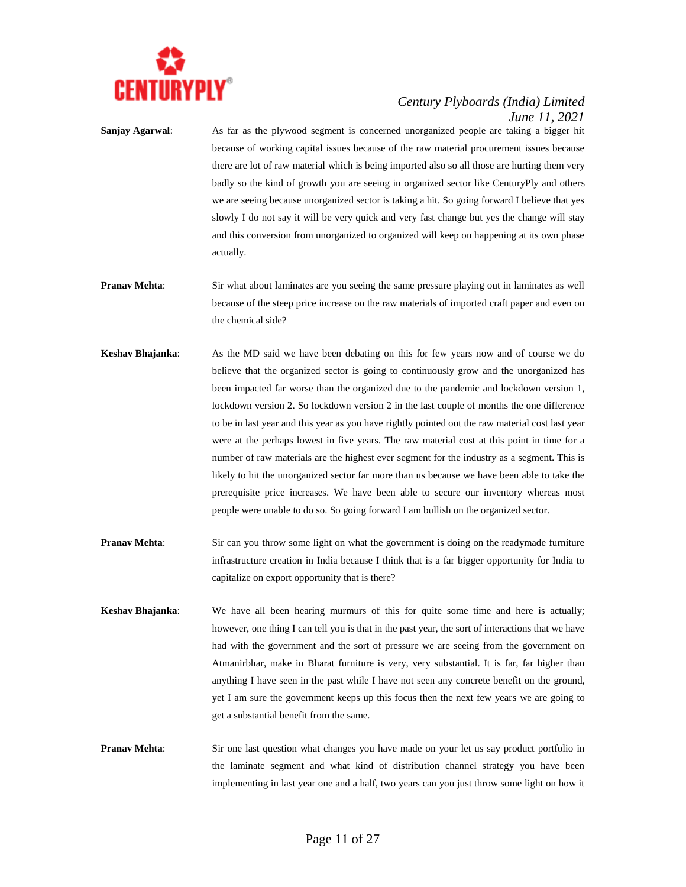**Sanjay Agarwal**: As far as the plywood segment is concerned unorganized people are taking a bigger hit because of working capital issues because of the raw material procurement issues because there are lot of raw material which is being imported also so all those are hurting them very badly so the kind of growth you are seeing in organized sector like CenturyPly and others we are seeing because unorganized sector is taking a hit. So going forward I believe that yes slowly I do not say it will be very quick and very fast change but yes the change will stay and this conversion from unorganized to organized will keep on happening at its own phase actually.

**Pranav Mehta**: Sir what about laminates are you seeing the same pressure playing out in laminates as well because of the steep price increase on the raw materials of imported craft paper and even on the chemical side?

**Keshav Bhajanka**: As the MD said we have been debating on this for few years now and of course we do believe that the organized sector is going to continuously grow and the unorganized has been impacted far worse than the organized due to the pandemic and lockdown version 1, lockdown version 2. So lockdown version 2 in the last couple of months the one difference to be in last year and this year as you have rightly pointed out the raw material cost last year were at the perhaps lowest in five years. The raw material cost at this point in time for a number of raw materials are the highest ever segment for the industry as a segment. This is likely to hit the unorganized sector far more than us because we have been able to take the prerequisite price increases. We have been able to secure our inventory whereas most people were unable to do so. So going forward I am bullish on the organized sector.

**Pranav Mehta**: Sir can you throw some light on what the government is doing on the readymade furniture infrastructure creation in India because I think that is a far bigger opportunity for India to capitalize on export opportunity that is there?

**Keshav Bhajanka**: We have all been hearing murmurs of this for quite some time and here is actually; however, one thing I can tell you is that in the past year, the sort of interactions that we have had with the government and the sort of pressure we are seeing from the government on Atmanirbhar, make in Bharat furniture is very, very substantial. It is far, far higher than anything I have seen in the past while I have not seen any concrete benefit on the ground, yet I am sure the government keeps up this focus then the next few years we are going to get a substantial benefit from the same.

**Pranav Mehta**: Sir one last question what changes you have made on your let us say product portfolio in the laminate segment and what kind of distribution channel strategy you have been implementing in last year one and a half, two years can you just throw some light on how it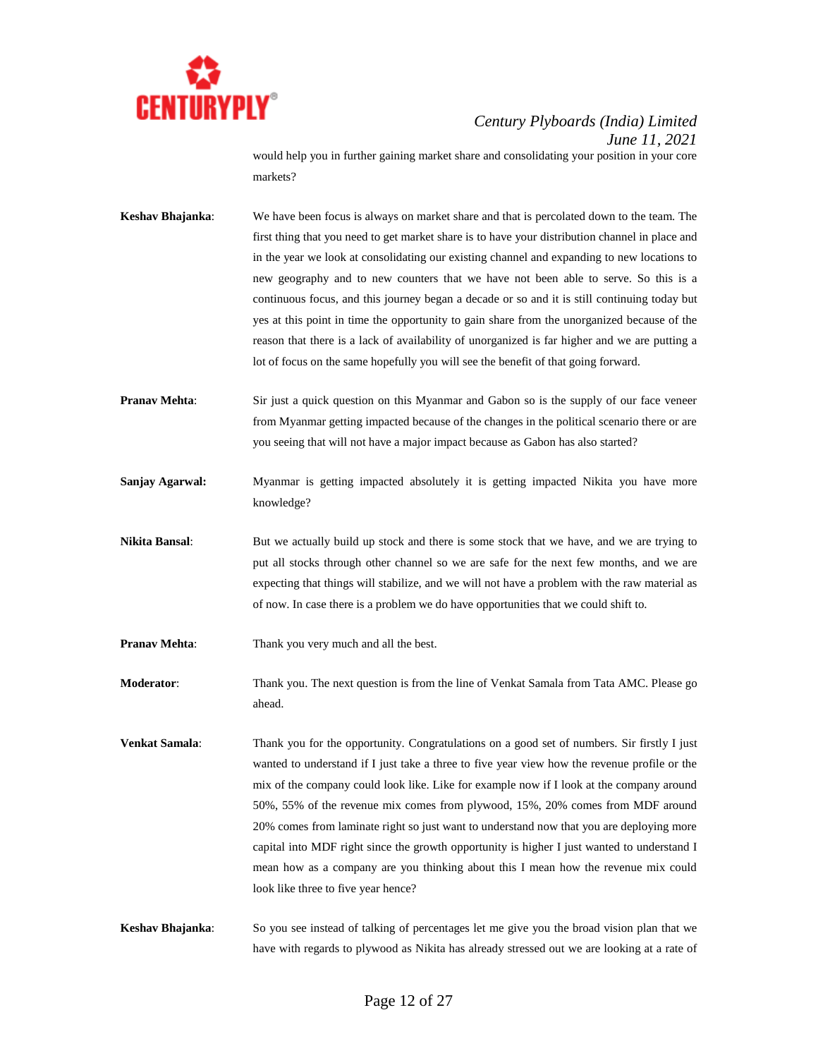would help you in further gaining market share and consolidating your position in your core markets?

**Keshav Bhajanka**: We have been focus is always on market share and that is percolated down to the team. The first thing that you need to get market share is to have your distribution channel in place and in the year we look at consolidating our existing channel and expanding to new locations to new geography and to new counters that we have not been able to serve. So this is a continuous focus, and this journey began a decade or so and it is still continuing today but yes at this point in time the opportunity to gain share from the unorganized because of the reason that there is a lack of availability of unorganized is far higher and we are putting a lot of focus on the same hopefully you will see the benefit of that going forward.

**Pranav Mehta**: Sir just a quick question on this Myanmar and Gabon so is the supply of our face veneer from Myanmar getting impacted because of the changes in the political scenario there or are you seeing that will not have a major impact because as Gabon has also started?

**Sanjay Agarwal:** Myanmar is getting impacted absolutely it is getting impacted Nikita you have more knowledge?

**Nikita Bansal**: But we actually build up stock and there is some stock that we have, and we are trying to put all stocks through other channel so we are safe for the next few months, and we are expecting that things will stabilize, and we will not have a problem with the raw material as of now. In case there is a problem we do have opportunities that we could shift to.

**Pranav Mehta**: Thank you very much and all the best.

**Moderator**: Thank you. The next question is from the line of Venkat Samala from Tata AMC. Please go ahead.

**Venkat Samala**: Thank you for the opportunity. Congratulations on a good set of numbers. Sir firstly I just wanted to understand if I just take a three to five year view how the revenue profile or the mix of the company could look like. Like for example now if I look at the company around 50%, 55% of the revenue mix comes from plywood, 15%, 20% comes from MDF around 20% comes from laminate right so just want to understand now that you are deploying more capital into MDF right since the growth opportunity is higher I just wanted to understand I mean how as a company are you thinking about this I mean how the revenue mix could look like three to five year hence?

**Keshav Bhajanka**: So you see instead of talking of percentages let me give you the broad vision plan that we have with regards to plywood as Nikita has already stressed out we are looking at a rate of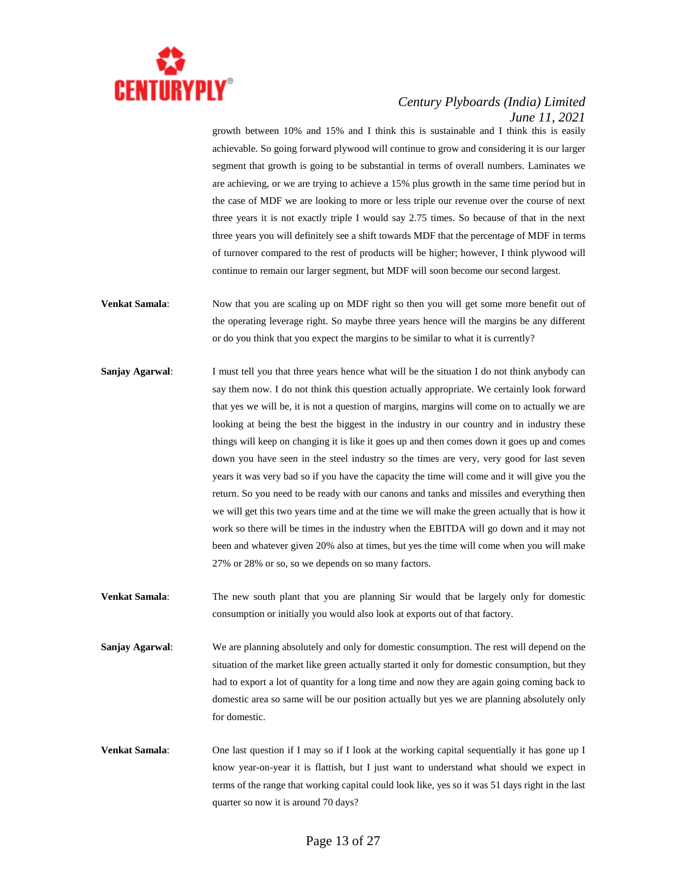growth between 10% and 15% and I think this is sustainable and I think this is easily achievable. So going forward plywood will continue to grow and considering it is our larger segment that growth is going to be substantial in terms of overall numbers. Laminates we are achieving, or we are trying to achieve a 15% plus growth in the same time period but in the case of MDF we are looking to more or less triple our revenue over the course of next three years it is not exactly triple I would say 2.75 times. So because of that in the next three years you will definitely see a shift towards MDF that the percentage of MDF in terms of turnover compared to the rest of products will be higher; however, I think plywood will continue to remain our larger segment, but MDF will soon become our second largest.

**Venkat Samala**: Now that you are scaling up on MDF right so then you will get some more benefit out of the operating leverage right. So maybe three years hence will the margins be any different or do you think that you expect the margins to be similar to what it is currently?

**Sanjay Agarwal**: I must tell you that three years hence what will be the situation I do not think anybody can say them now. I do not think this question actually appropriate. We certainly look forward that yes we will be, it is not a question of margins, margins will come on to actually we are looking at being the best the biggest in the industry in our country and in industry these things will keep on changing it is like it goes up and then comes down it goes up and comes down you have seen in the steel industry so the times are very, very good for last seven years it was very bad so if you have the capacity the time will come and it will give you the return. So you need to be ready with our canons and tanks and missiles and everything then we will get this two years time and at the time we will make the green actually that is how it work so there will be times in the industry when the EBITDA will go down and it may not been and whatever given 20% also at times, but yes the time will come when you will make 27% or 28% or so, so we depends on so many factors.

**Venkat Samala**: The new south plant that you are planning Sir would that be largely only for domestic consumption or initially you would also look at exports out of that factory.

**Sanjay Agarwal**: We are planning absolutely and only for domestic consumption. The rest will depend on the situation of the market like green actually started it only for domestic consumption, but they had to export a lot of quantity for a long time and now they are again going coming back to domestic area so same will be our position actually but yes we are planning absolutely only for domestic.

**Venkat Samala**: One last question if I may so if I look at the working capital sequentially it has gone up I know year-on-year it is flattish, but I just want to understand what should we expect in terms of the range that working capital could look like, yes so it was 51 days right in the last quarter so now it is around 70 days?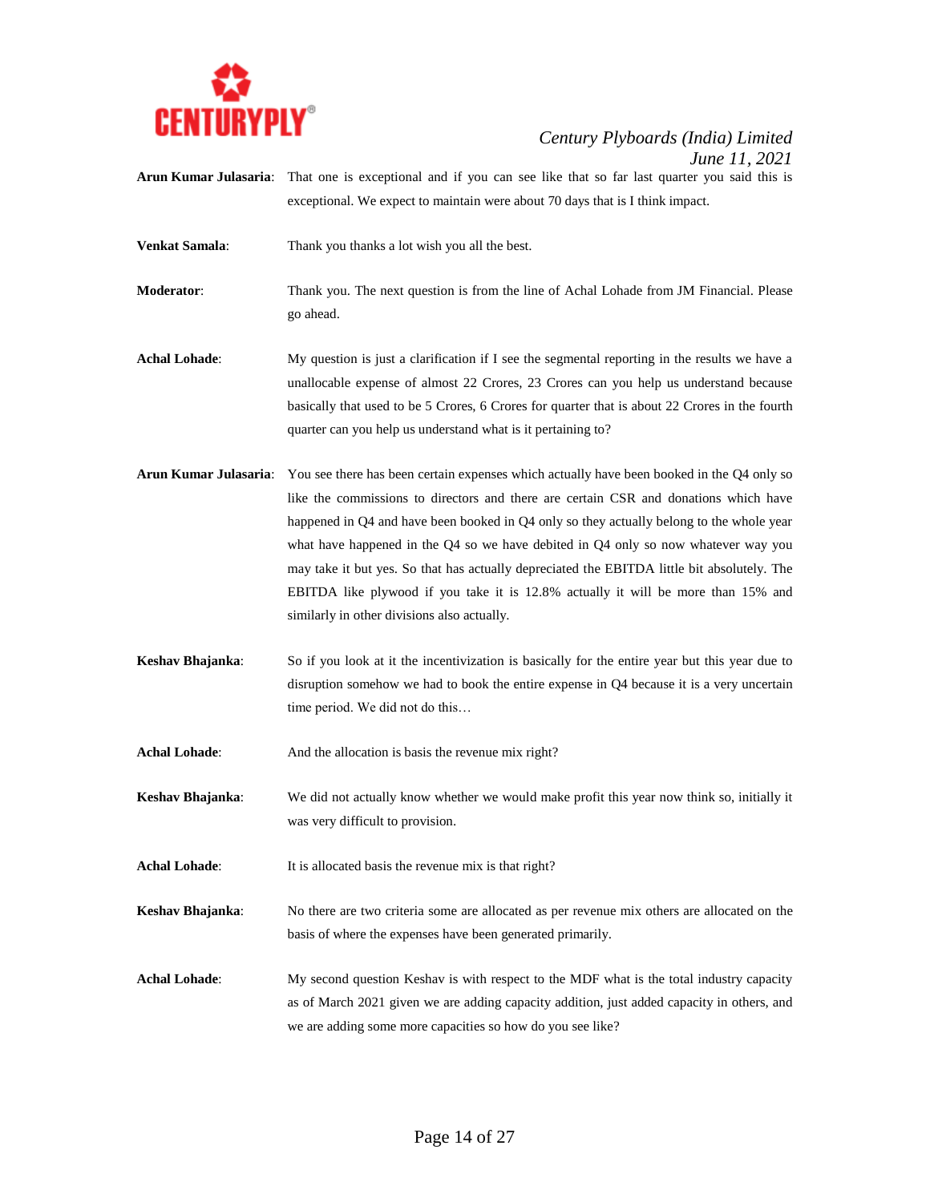**Arun Kumar Julasaria**: That one is exceptional and if you can see like that so far last quarter you said this is exceptional. We expect to maintain were about 70 days that is I think impact.

**Venkat Samala**: Thank you thanks a lot wish you all the best.

**Moderator**: Thank you. The next question is from the line of Achal Lohade from JM Financial. Please go ahead.

**Achal Lohade**: My question is just a clarification if I see the segmental reporting in the results we have a unallocable expense of almost 22 Crores, 23 Crores can you help us understand because basically that used to be 5 Crores, 6 Crores for quarter that is about 22 Crores in the fourth quarter can you help us understand what is it pertaining to?

**Arun Kumar Julasaria**: You see there has been certain expenses which actually have been booked in the Q4 only so like the commissions to directors and there are certain CSR and donations which have happened in Q4 and have been booked in Q4 only so they actually belong to the whole year what have happened in the Q4 so we have debited in Q4 only so now whatever way you may take it but yes. So that has actually depreciated the EBITDA little bit absolutely. The EBITDA like plywood if you take it is 12.8% actually it will be more than 15% and similarly in other divisions also actually.

**Keshav Bhajanka**: So if you look at it the incentivization is basically for the entire year but this year due to disruption somehow we had to book the entire expense in Q4 because it is a very uncertain time period. We did not do this…

**Achal Lohade**: And the allocation is basis the revenue mix right?

**Keshav Bhajanka**: We did not actually know whether we would make profit this year now think so, initially it was very difficult to provision.

**Achal Lohade**: It is allocated basis the revenue mix is that right?

**Keshav Bhajanka**: No there are two criteria some are allocated as per revenue mix others are allocated on the basis of where the expenses have been generated primarily.

**Achal Lohade**: My second question Keshav is with respect to the MDF what is the total industry capacity as of March 2021 given we are adding capacity addition, just added capacity in others, and we are adding some more capacities so how do you see like?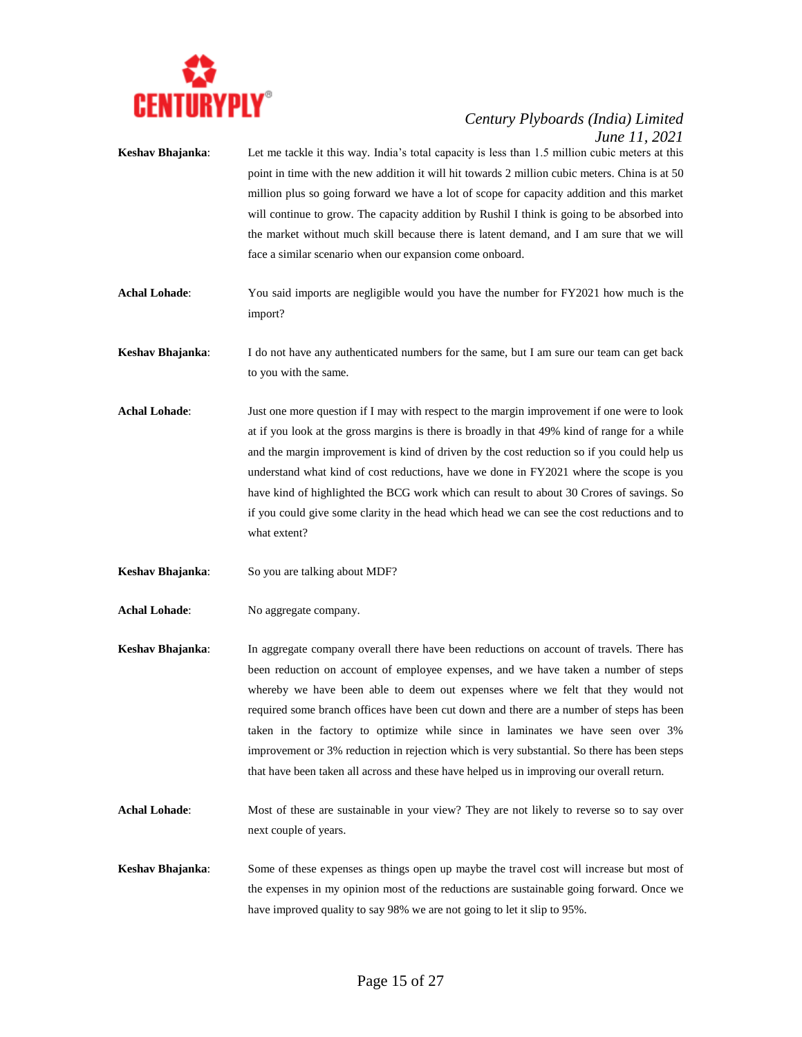**Keshav Bhajanka**: Let me tackle it this way. India's total capacity is less than 1.5 million cubic meters at this point in time with the new addition it will hit towards 2 million cubic meters. China is at 50 million plus so going forward we have a lot of scope for capacity addition and this market will continue to grow. The capacity addition by Rushil I think is going to be absorbed into the market without much skill because there is latent demand, and I am sure that we will face a similar scenario when our expansion come onboard.

**Achal Lohade**: You said imports are negligible would you have the number for FY2021 how much is the import?

**Keshav Bhajanka**: I do not have any authenticated numbers for the same, but I am sure our team can get back to you with the same.

**Achal Lohade**: Just one more question if I may with respect to the margin improvement if one were to look at if you look at the gross margins is there is broadly in that 49% kind of range for a while and the margin improvement is kind of driven by the cost reduction so if you could help us understand what kind of cost reductions, have we done in FY2021 where the scope is you have kind of highlighted the BCG work which can result to about 30 Crores of savings. So if you could give some clarity in the head which head we can see the cost reductions and to what extent?

**Keshav Bhajanka**: So you are talking about MDF?

**Achal Lohade**: No aggregate company.

**Keshav Bhajanka**: In aggregate company overall there have been reductions on account of travels. There has been reduction on account of employee expenses, and we have taken a number of steps whereby we have been able to deem out expenses where we felt that they would not required some branch offices have been cut down and there are a number of steps has been taken in the factory to optimize while since in laminates we have seen over 3% improvement or 3% reduction in rejection which is very substantial. So there has been steps that have been taken all across and these have helped us in improving our overall return.

**Achal Lohade**: Most of these are sustainable in your view? They are not likely to reverse so to say over next couple of years.

**Keshav Bhajanka**: Some of these expenses as things open up maybe the travel cost will increase but most of the expenses in my opinion most of the reductions are sustainable going forward. Once we have improved quality to say 98% we are not going to let it slip to 95%.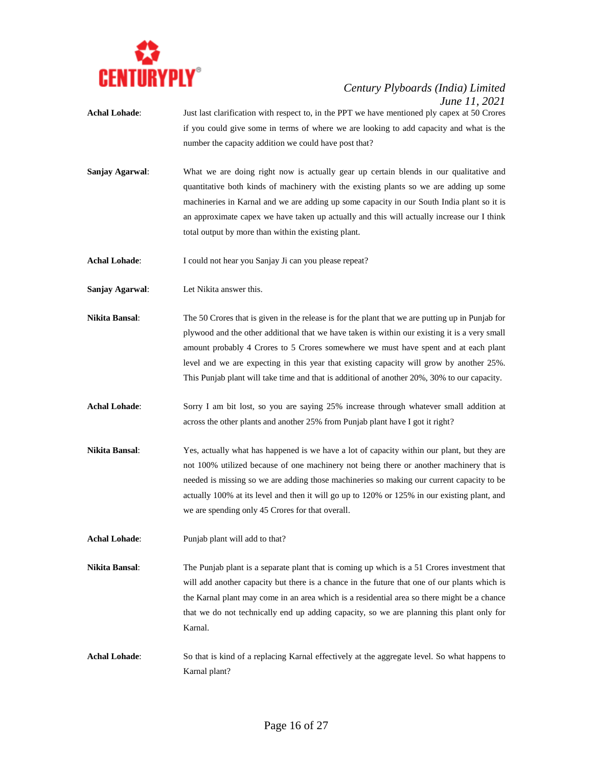**Achal Lohade**: Just last clarification with respect to, in the PPT we have mentioned ply capex at 50 Crores if you could give some in terms of where we are looking to add capacity and what is the number the capacity addition we could have post that?

**Sanjay Agarwal**: What we are doing right now is actually gear up certain blends in our qualitative and quantitative both kinds of machinery with the existing plants so we are adding up some machineries in Karnal and we are adding up some capacity in our South India plant so it is an approximate capex we have taken up actually and this will actually increase our I think total output by more than within the existing plant.

**Achal Lohade**: I could not hear you Sanjay Ji can you please repeat?

**Sanjay Agarwal**: Let Nikita answer this.

**Nikita Bansal**: The 50 Crores that is given in the release is for the plant that we are putting up in Punjab for plywood and the other additional that we have taken is within our existing it is a very small amount probably 4 Crores to 5 Crores somewhere we must have spent and at each plant level and we are expecting in this year that existing capacity will grow by another 25%. This Punjab plant will take time and that is additional of another 20%, 30% to our capacity.

**Achal Lohade**: Sorry I am bit lost, so you are saying 25% increase through whatever small addition at across the other plants and another 25% from Punjab plant have I got it right?

**Nikita Bansal**: Yes, actually what has happened is we have a lot of capacity within our plant, but they are not 100% utilized because of one machinery not being there or another machinery that is needed is missing so we are adding those machineries so making our current capacity to be actually 100% at its level and then it will go up to 120% or 125% in our existing plant, and we are spending only 45 Crores for that overall.

**Achal Lohade**: Punjab plant will add to that?

**Nikita Bansal**: The Punjab plant is a separate plant that is coming up which is a 51 Crores investment that will add another capacity but there is a chance in the future that one of our plants which is the Karnal plant may come in an area which is a residential area so there might be a chance that we do not technically end up adding capacity, so we are planning this plant only for Karnal.

**Achal Lohade**: So that is kind of a replacing Karnal effectively at the aggregate level. So what happens to Karnal plant?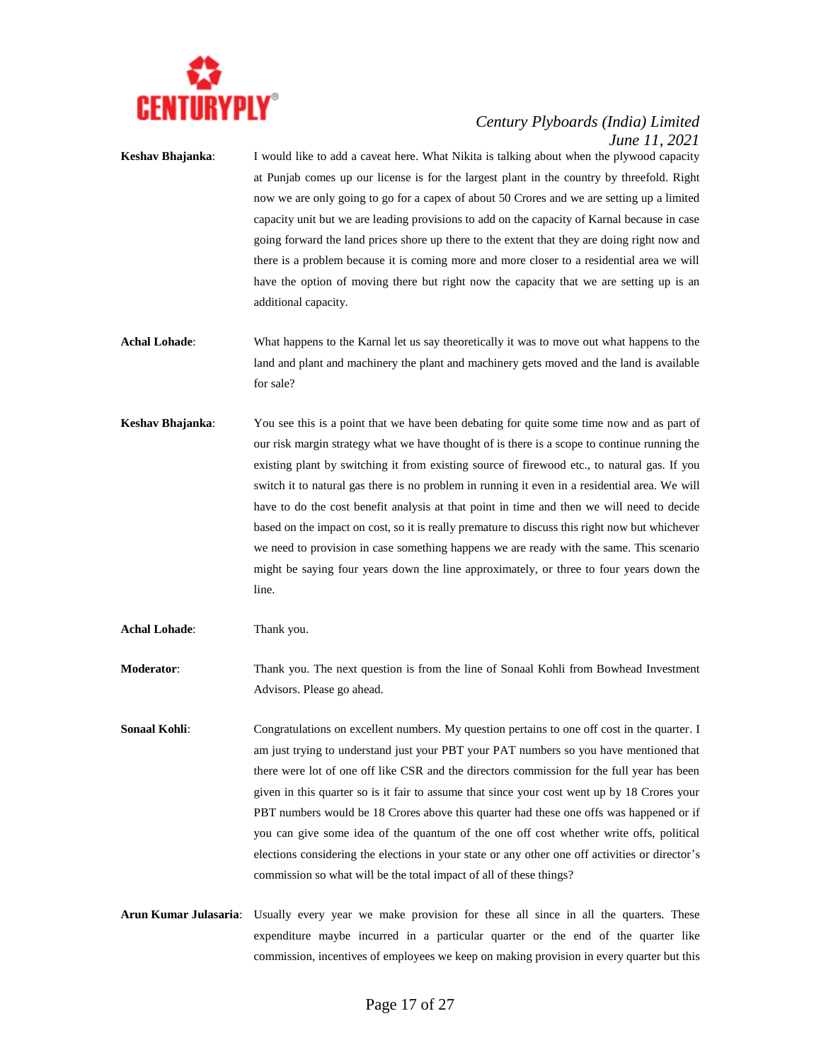**Keshav Bhajanka**: I would like to add a caveat here. What Nikita is talking about when the plywood capacity at Punjab comes up our license is for the largest plant in the country by threefold. Right now we are only going to go for a capex of about 50 Crores and we are setting up a limited capacity unit but we are leading provisions to add on the capacity of Karnal because in case going forward the land prices shore up there to the extent that they are doing right now and there is a problem because it is coming more and more closer to a residential area we will have the option of moving there but right now the capacity that we are setting up is an additional capacity.

**Achal Lohade**: What happens to the Karnal let us say theoretically it was to move out what happens to the land and plant and machinery the plant and machinery gets moved and the land is available for sale?

**Keshav Bhajanka**: You see this is a point that we have been debating for quite some time now and as part of our risk margin strategy what we have thought of is there is a scope to continue running the existing plant by switching it from existing source of firewood etc., to natural gas. If you switch it to natural gas there is no problem in running it even in a residential area. We will have to do the cost benefit analysis at that point in time and then we will need to decide based on the impact on cost, so it is really premature to discuss this right now but whichever we need to provision in case something happens we are ready with the same. This scenario might be saying four years down the line approximately, or three to four years down the line.

**Achal Lohade**: Thank you.

**Moderator**: Thank you. The next question is from the line of Sonaal Kohli from Bowhead Investment Advisors. Please go ahead.

**Sonaal Kohli**: Congratulations on excellent numbers. My question pertains to one off cost in the quarter. I am just trying to understand just your PBT your PAT numbers so you have mentioned that there were lot of one off like CSR and the directors commission for the full year has been given in this quarter so is it fair to assume that since your cost went up by 18 Crores your PBT numbers would be 18 Crores above this quarter had these one offs was happened or if you can give some idea of the quantum of the one off cost whether write offs, political elections considering the elections in your state or any other one off activities or director's commission so what will be the total impact of all of these things?

**Arun Kumar Julasaria**: Usually every year we make provision for these all since in all the quarters. These expenditure maybe incurred in a particular quarter or the end of the quarter like commission, incentives of employees we keep on making provision in every quarter but this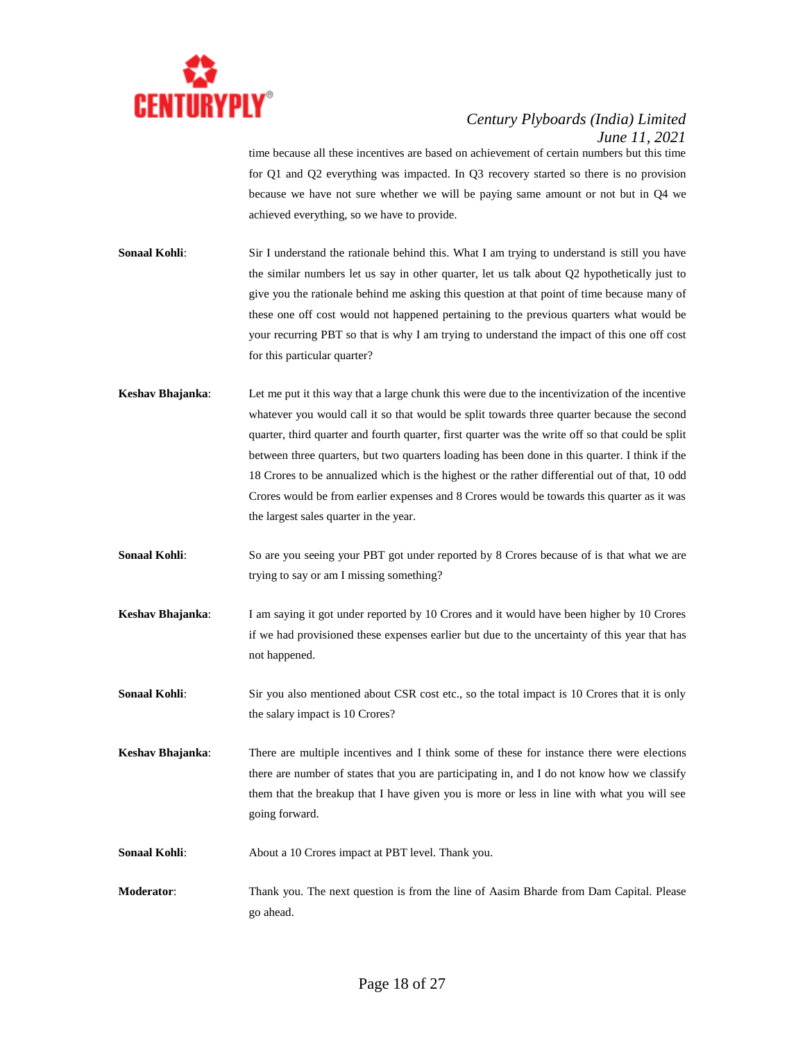time because all these incentives are based on achievement of certain numbers but this time for Q1 and Q2 everything was impacted. In Q3 recovery started so there is no provision because we have not sure whether we will be paying same amount or not but in Q4 we achieved everything, so we have to provide.

**Sonaal Kohli**: Sir I understand the rationale behind this. What I am trying to understand is still you have the similar numbers let us say in other quarter, let us talk about Q2 hypothetically just to give you the rationale behind me asking this question at that point of time because many of these one off cost would not happened pertaining to the previous quarters what would be your recurring PBT so that is why I am trying to understand the impact of this one off cost for this particular quarter?

**Keshav Bhajanka**: Let me put it this way that a large chunk this were due to the incentivization of the incentive whatever you would call it so that would be split towards three quarter because the second quarter, third quarter and fourth quarter, first quarter was the write off so that could be split between three quarters, but two quarters loading has been done in this quarter. I think if the 18 Crores to be annualized which is the highest or the rather differential out of that, 10 odd Crores would be from earlier expenses and 8 Crores would be towards this quarter as it was the largest sales quarter in the year.

**Sonaal Kohli**: So are you seeing your PBT got under reported by 8 Crores because of is that what we are trying to say or am I missing something?

**Keshav Bhajanka**: I am saying it got under reported by 10 Crores and it would have been higher by 10 Crores if we had provisioned these expenses earlier but due to the uncertainty of this year that has not happened.

**Sonaal Kohli**: Sir you also mentioned about CSR cost etc., so the total impact is 10 Crores that it is only the salary impact is 10 Crores?

**Keshav Bhajanka**: There are multiple incentives and I think some of these for instance there were elections there are number of states that you are participating in, and I do not know how we classify them that the breakup that I have given you is more or less in line with what you will see going forward.

**Sonaal Kohli**: About a 10 Crores impact at PBT level. Thank you.

**Moderator**: Thank you. The next question is from the line of Aasim Bharde from Dam Capital. Please go ahead.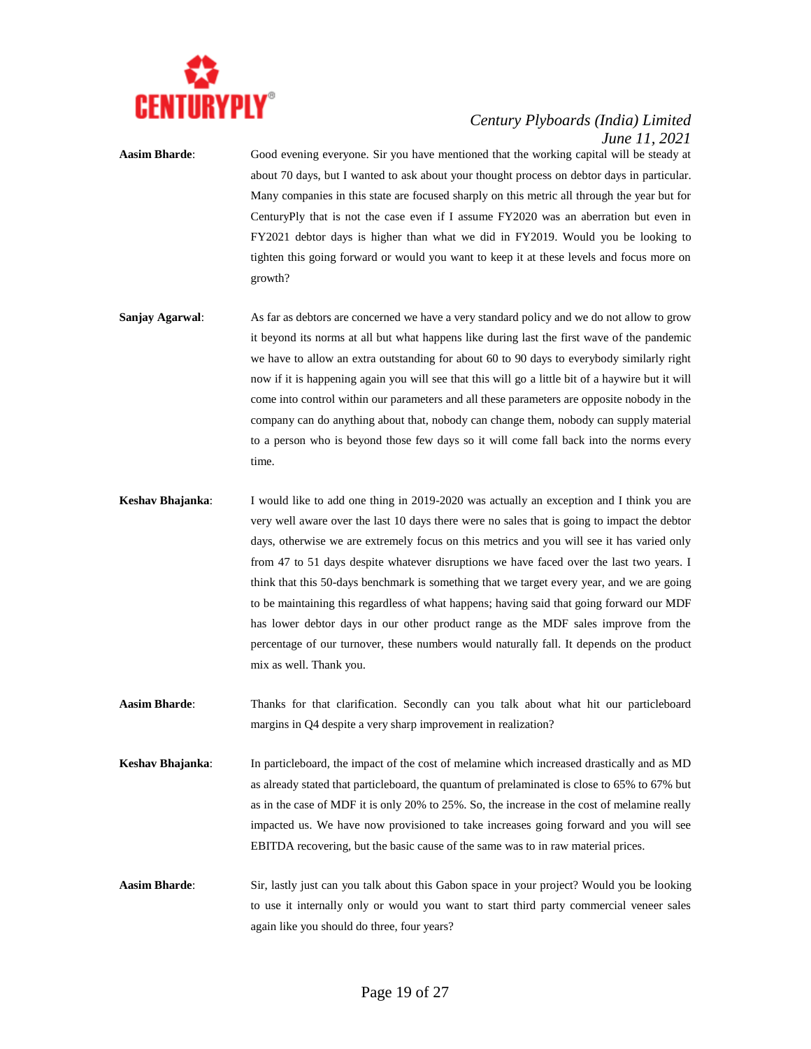**Aasim Bharde**: Good evening everyone. Sir you have mentioned that the working capital will be steady at about 70 days, but I wanted to ask about your thought process on debtor days in particular. Many companies in this state are focused sharply on this metric all through the year but for CenturyPly that is not the case even if I assume FY2020 was an aberration but even in FY2021 debtor days is higher than what we did in FY2019. Would you be looking to tighten this going forward or would you want to keep it at these levels and focus more on growth?

**Sanjay Agarwal**: As far as debtors are concerned we have a very standard policy and we do not allow to grow it beyond its norms at all but what happens like during last the first wave of the pandemic we have to allow an extra outstanding for about 60 to 90 days to everybody similarly right now if it is happening again you will see that this will go a little bit of a haywire but it will come into control within our parameters and all these parameters are opposite nobody in the company can do anything about that, nobody can change them, nobody can supply material to a person who is beyond those few days so it will come fall back into the norms every time.

**Keshav Bhajanka**: I would like to add one thing in 2019-2020 was actually an exception and I think you are very well aware over the last 10 days there were no sales that is going to impact the debtor days, otherwise we are extremely focus on this metrics and you will see it has varied only from 47 to 51 days despite whatever disruptions we have faced over the last two years. I think that this 50-days benchmark is something that we target every year, and we are going to be maintaining this regardless of what happens; having said that going forward our MDF has lower debtor days in our other product range as the MDF sales improve from the percentage of our turnover, these numbers would naturally fall. It depends on the product mix as well. Thank you.

**Aasim Bharde**: Thanks for that clarification. Secondly can you talk about what hit our particleboard margins in Q4 despite a very sharp improvement in realization?

**Keshav Bhajanka**: In particleboard, the impact of the cost of melamine which increased drastically and as MD as already stated that particleboard, the quantum of prelaminated is close to 65% to 67% but as in the case of MDF it is only 20% to 25%. So, the increase in the cost of melamine really impacted us. We have now provisioned to take increases going forward and you will see EBITDA recovering, but the basic cause of the same was to in raw material prices.

**Aasim Bharde**: Sir, lastly just can you talk about this Gabon space in your project? Would you be looking to use it internally only or would you want to start third party commercial veneer sales again like you should do three, four years?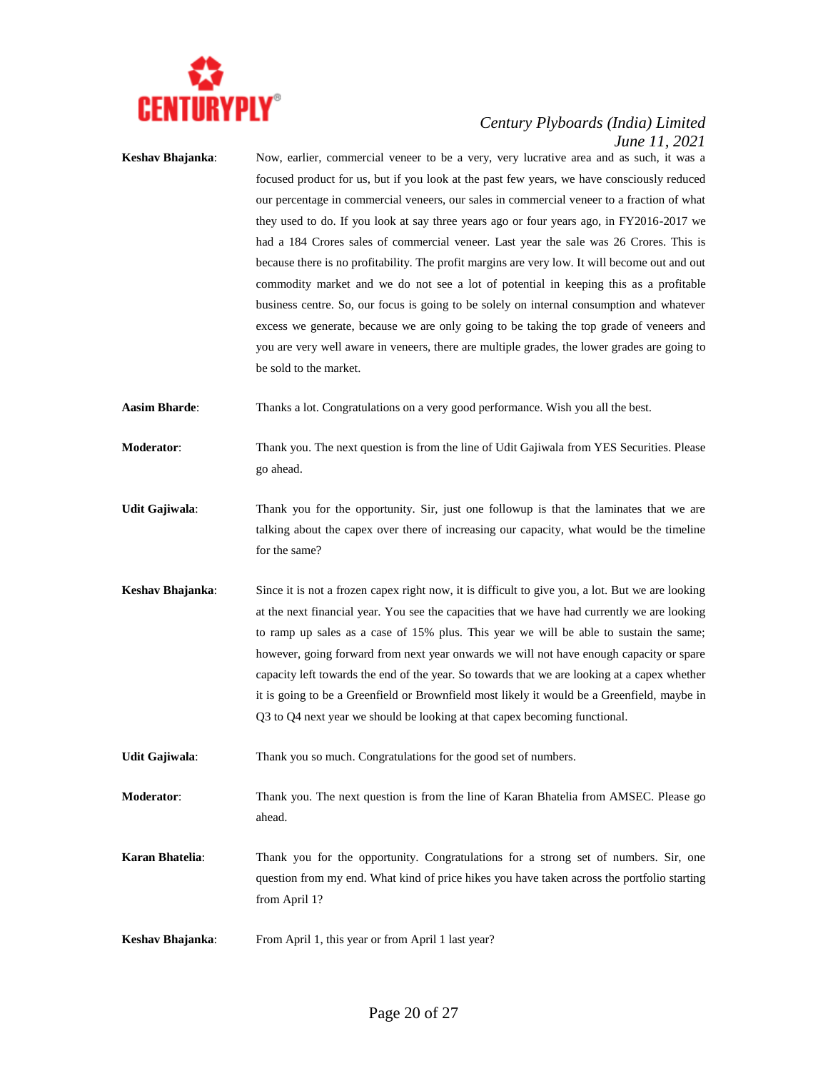**Keshav Bhajanka**: Now, earlier, commercial veneer to be a very, very lucrative area and as such, it was a focused product for us, but if you look at the past few years, we have consciously reduced our percentage in commercial veneers, our sales in commercial veneer to a fraction of what they used to do. If you look at say three years ago or four years ago, in FY2016-2017 we had a 184 Crores sales of commercial veneer. Last year the sale was 26 Crores. This is because there is no profitability. The profit margins are very low. It will become out and out commodity market and we do not see a lot of potential in keeping this as a profitable business centre. So, our focus is going to be solely on internal consumption and whatever excess we generate, because we are only going to be taking the top grade of veneers and you are very well aware in veneers, there are multiple grades, the lower grades are going to be sold to the market.

**Aasim Bharde**: Thanks a lot. Congratulations on a very good performance. Wish you all the best.

**Moderator**: Thank you. The next question is from the line of Udit Gajiwala from YES Securities. Please go ahead.

**Udit Gajiwala**: Thank you for the opportunity. Sir, just one followup is that the laminates that we are talking about the capex over there of increasing our capacity, what would be the timeline for the same?

**Keshav Bhajanka**: Since it is not a frozen capex right now, it is difficult to give you, a lot. But we are looking at the next financial year. You see the capacities that we have had currently we are looking to ramp up sales as a case of 15% plus. This year we will be able to sustain the same; however, going forward from next year onwards we will not have enough capacity or spare capacity left towards the end of the year. So towards that we are looking at a capex whether it is going to be a Greenfield or Brownfield most likely it would be a Greenfield, maybe in Q3 to Q4 next year we should be looking at that capex becoming functional.

**Udit Gajiwala**: Thank you so much. Congratulations for the good set of numbers.

**Moderator**: Thank you. The next question is from the line of Karan Bhatelia from AMSEC. Please go ahead.

**Karan Bhatelia**: Thank you for the opportunity. Congratulations for a strong set of numbers. Sir, one question from my end. What kind of price hikes you have taken across the portfolio starting from April 1?

**Keshav Bhajanka**: From April 1, this year or from April 1 last year?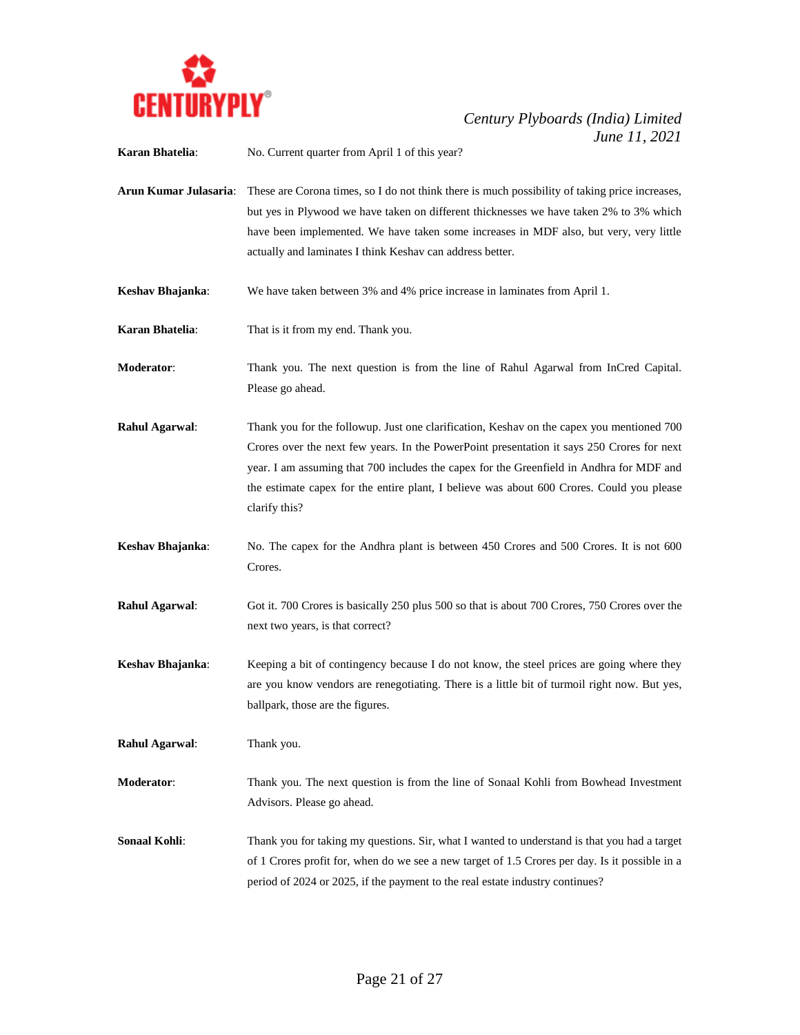**Karan Bhatelia**: No. Current quarter from April 1 of this year?

**Arun Kumar Julasaria**: These are Corona times, so I do not think there is much possibility of taking price increases, but yes in Plywood we have taken on different thicknesses we have taken 2% to 3% which have been implemented. We have taken some increases in MDF also, but very, very little actually and laminates I think Keshav can address better.

**Keshav Bhajanka**: We have taken between 3% and 4% price increase in laminates from April 1.

**Karan Bhatelia**: That is it from my end. Thank you.

**Moderator**: Thank you. The next question is from the line of Rahul Agarwal from InCred Capital. Please go ahead.

**Rahul Agarwal**: Thank you for the followup. Just one clarification, Keshav on the capex you mentioned 700 Crores over the next few years. In the PowerPoint presentation it says 250 Crores for next year. I am assuming that 700 includes the capex for the Greenfield in Andhra for MDF and the estimate capex for the entire plant, I believe was about 600 Crores. Could you please clarify this?

**Keshav Bhajanka**: No. The capex for the Andhra plant is between 450 Crores and 500 Crores. It is not 600 Crores.

**Rahul Agarwal**: Got it. 700 Crores is basically 250 plus 500 so that is about 700 Crores, 750 Crores over the next two years, is that correct?

**Keshav Bhajanka**: Keeping a bit of contingency because I do not know, the steel prices are going where they are you know vendors are renegotiating. There is a little bit of turmoil right now. But yes, ballpark, those are the figures.

**Rahul Agarwal**: Thank you.

**Moderator**: Thank you. The next question is from the line of Sonaal Kohli from Bowhead Investment Advisors. Please go ahead.

**Sonaal Kohli**: Thank you for taking my questions. Sir, what I wanted to understand is that you had a target of 1 Crores profit for, when do we see a new target of 1.5 Crores per day. Is it possible in a period of 2024 or 2025, if the payment to the real estate industry continues?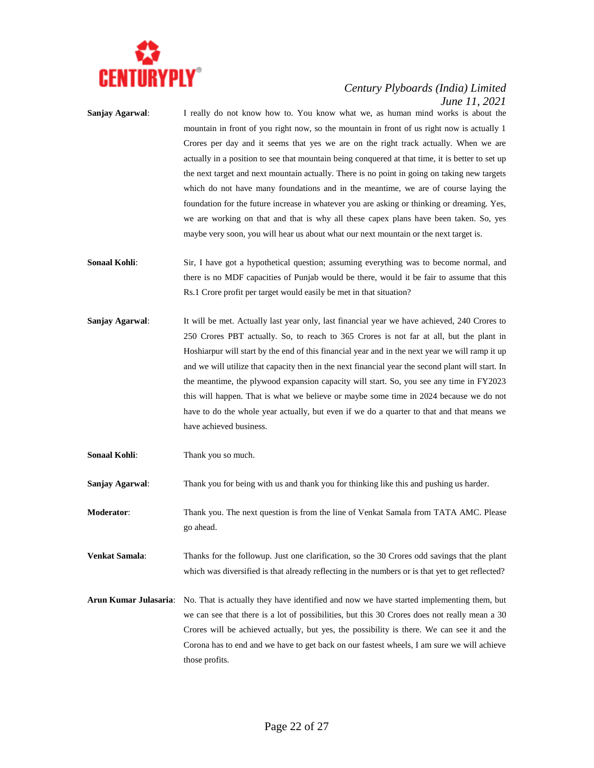**Sanjay Agarwal**: I really do not know how to. You know what we, as human mind works is about the mountain in front of you right now, so the mountain in front of us right now is actually 1 Crores per day and it seems that yes we are on the right track actually. When we are actually in a position to see that mountain being conquered at that time, it is better to set up the next target and next mountain actually. There is no point in going on taking new targets which do not have many foundations and in the meantime, we are of course laying the foundation for the future increase in whatever you are asking or thinking or dreaming. Yes, we are working on that and that is why all these capex plans have been taken. So, yes maybe very soon, you will hear us about what our next mountain or the next target is.

**Sonaal Kohli**: Sir, I have got a hypothetical question; assuming everything was to become normal, and there is no MDF capacities of Punjab would be there, would it be fair to assume that this Rs.1 Crore profit per target would easily be met in that situation?

**Sanjay Agarwal**: It will be met. Actually last year only, last financial year we have achieved, 240 Crores to 250 Crores PBT actually. So, to reach to 365 Crores is not far at all, but the plant in Hoshiarpur will start by the end of this financial year and in the next year we will ramp it up and we will utilize that capacity then in the next financial year the second plant will start. In the meantime, the plywood expansion capacity will start. So, you see any time in FY2023 this will happen. That is what we believe or maybe some time in 2024 because we do not have to do the whole year actually, but even if we do a quarter to that and that means we have achieved business.

**Sonaal Kohli**: Thank you so much.

**Sanjay Agarwal**: Thank you for being with us and thank you for thinking like this and pushing us harder.

**Moderator**: Thank you. The next question is from the line of Venkat Samala from TATA AMC. Please go ahead.

**Venkat Samala**: Thanks for the followup. Just one clarification, so the 30 Crores odd savings that the plant which was diversified is that already reflecting in the numbers or is that yet to get reflected?

**Arun Kumar Julasaria**: No. That is actually they have identified and now we have started implementing them, but we can see that there is a lot of possibilities, but this 30 Crores does not really mean a 30 Crores will be achieved actually, but yes, the possibility is there. We can see it and the Corona has to end and we have to get back on our fastest wheels, I am sure we will achieve those profits.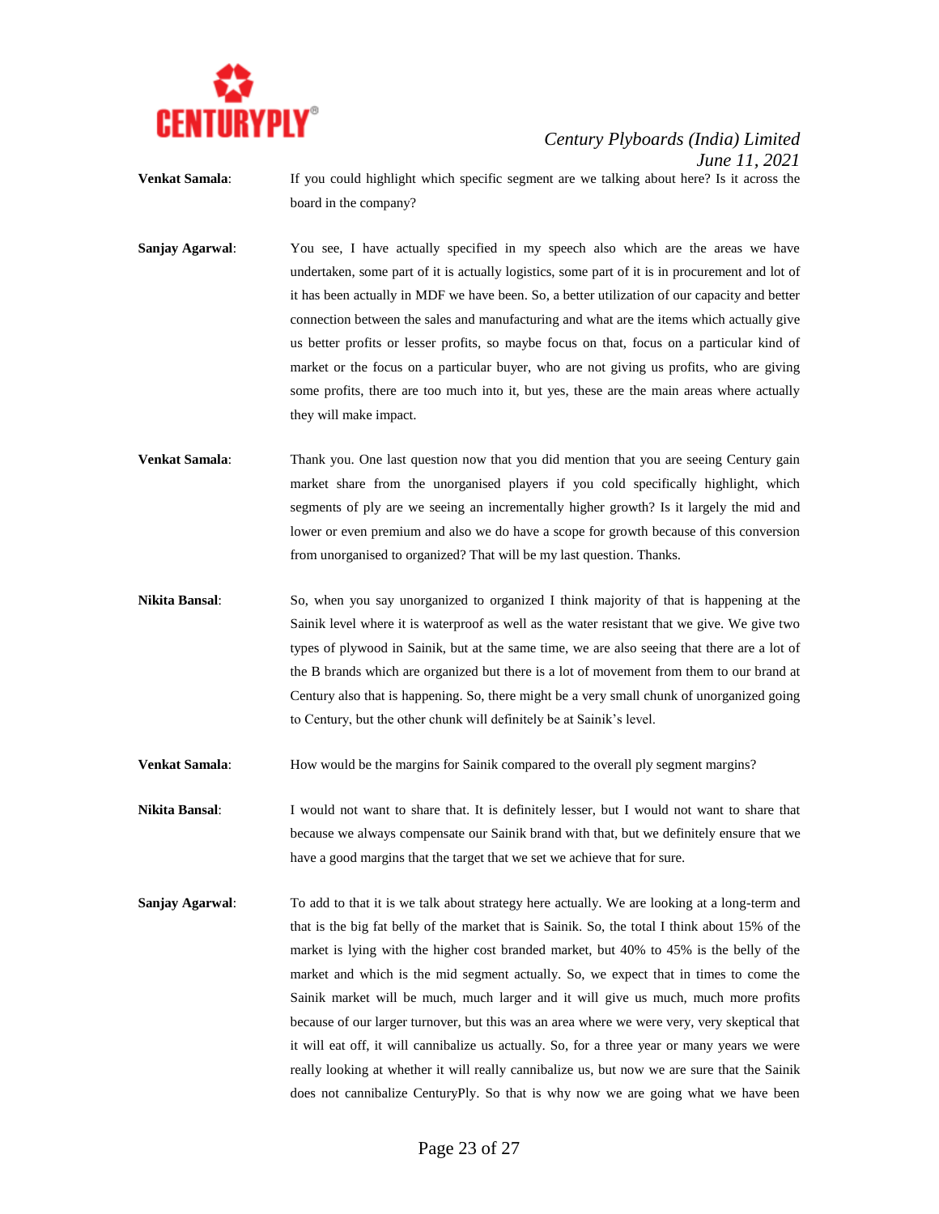**Venkat Samala**: If you could highlight which specific segment are we talking about here? Is it across the board in the company?

**Sanjay Agarwal**: You see, I have actually specified in my speech also which are the areas we have undertaken, some part of it is actually logistics, some part of it is in procurement and lot of it has been actually in MDF we have been. So, a better utilization of our capacity and better connection between the sales and manufacturing and what are the items which actually give us better profits or lesser profits, so maybe focus on that, focus on a particular kind of market or the focus on a particular buyer, who are not giving us profits, who are giving some profits, there are too much into it, but yes, these are the main areas where actually they will make impact.

**Venkat Samala**: Thank you. One last question now that you did mention that you are seeing Century gain market share from the unorganised players if you cold specifically highlight, which segments of ply are we seeing an incrementally higher growth? Is it largely the mid and lower or even premium and also we do have a scope for growth because of this conversion from unorganised to organized? That will be my last question. Thanks.

**Nikita Bansal**: So, when you say unorganized to organized I think majority of that is happening at the Sainik level where it is waterproof as well as the water resistant that we give. We give two types of plywood in Sainik, but at the same time, we are also seeing that there are a lot of the B brands which are organized but there is a lot of movement from them to our brand at Century also that is happening. So, there might be a very small chunk of unorganized going to Century, but the other chunk will definitely be at Sainik's level.

**Venkat Samala**: How would be the margins for Sainik compared to the overall ply segment margins?

**Nikita Bansal**: I would not want to share that. It is definitely lesser, but I would not want to share that because we always compensate our Sainik brand with that, but we definitely ensure that we have a good margins that the target that we set we achieve that for sure.

**Sanjay Agarwal**: To add to that it is we talk about strategy here actually. We are looking at a long-term and that is the big fat belly of the market that is Sainik. So, the total I think about 15% of the market is lying with the higher cost branded market, but 40% to 45% is the belly of the market and which is the mid segment actually. So, we expect that in times to come the Sainik market will be much, much larger and it will give us much, much more profits because of our larger turnover, but this was an area where we were very, very skeptical that it will eat off, it will cannibalize us actually. So, for a three year or many years we were really looking at whether it will really cannibalize us, but now we are sure that the Sainik does not cannibalize CenturyPly. So that is why now we are going what we have been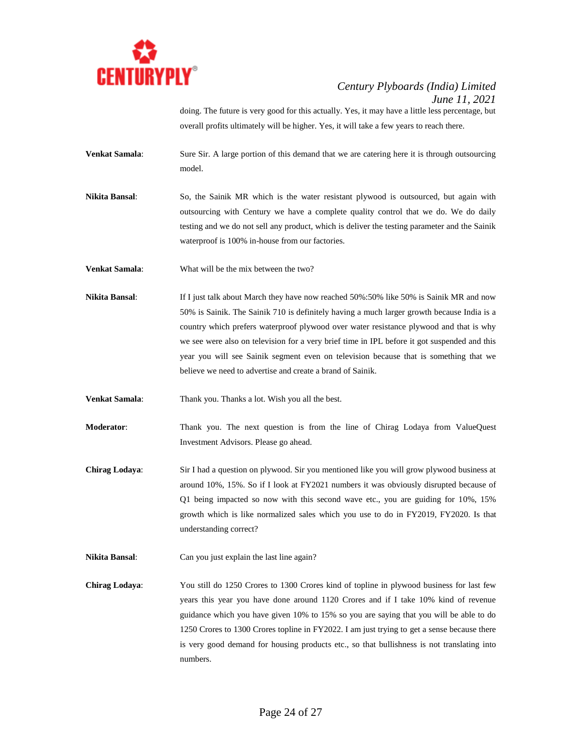doing. The future is very good for this actually. Yes, it may have a little less percentage, but overall profits ultimately will be higher. Yes, it will take a few years to reach there.

**Venkat Samala**: Sure Sir. A large portion of this demand that we are catering here it is through outsourcing model.

**Nikita Bansal**: So, the Sainik MR which is the water resistant plywood is outsourced, but again with outsourcing with Century we have a complete quality control that we do. We do daily testing and we do not sell any product, which is deliver the testing parameter and the Sainik waterproof is 100% in-house from our factories.

**Venkat Samala**: What will be the mix between the two?

**Nikita Bansal**: If I just talk about March they have now reached 50%:50% like 50% is Sainik MR and now 50% is Sainik. The Sainik 710 is definitely having a much larger growth because India is a country which prefers waterproof plywood over water resistance plywood and that is why we see were also on television for a very brief time in IPL before it got suspended and this year you will see Sainik segment even on television because that is something that we believe we need to advertise and create a brand of Sainik.

**Venkat Samala**: Thank you. Thanks a lot. Wish you all the best.

**Moderator**: Thank you. The next question is from the line of Chirag Lodaya from ValueQuest Investment Advisors. Please go ahead.

**Chirag Lodaya**: Sir I had a question on plywood. Sir you mentioned like you will grow plywood business at around 10%, 15%. So if I look at FY2021 numbers it was obviously disrupted because of Q1 being impacted so now with this second wave etc., you are guiding for 10%, 15% growth which is like normalized sales which you use to do in FY2019, FY2020. Is that understanding correct?

**Nikita Bansal**: Can you just explain the last line again?

**Chirag Lodaya**: You still do 1250 Crores to 1300 Crores kind of topline in plywood business for last few years this year you have done around 1120 Crores and if I take 10% kind of revenue guidance which you have given 10% to 15% so you are saying that you will be able to do 1250 Crores to 1300 Crores topline in FY2022. I am just trying to get a sense because there is very good demand for housing products etc., so that bullishness is not translating into numbers.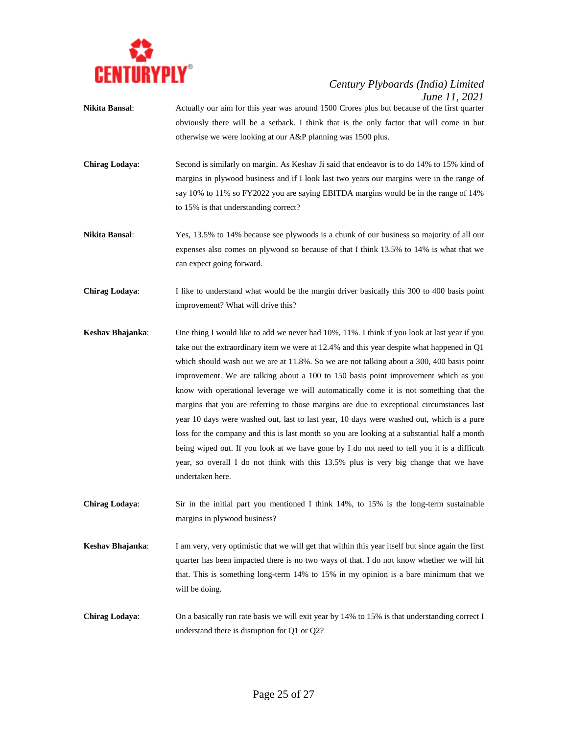**Nikita Bansal**: Actually our aim for this year was around 1500 Crores plus but because of the first quarter obviously there will be a setback. I think that is the only factor that will come in but otherwise we were looking at our A&P planning was 1500 plus.

**Chirag Lodaya**: Second is similarly on margin. As Keshav Ji said that endeavor is to do 14% to 15% kind of margins in plywood business and if I look last two years our margins were in the range of say 10% to 11% so FY2022 you are saying EBITDA margins would be in the range of 14% to 15% is that understanding correct?

**Nikita Bansal**: Yes, 13.5% to 14% because see plywoods is a chunk of our business so majority of all our expenses also comes on plywood so because of that I think 13.5% to 14% is what that we can expect going forward.

**Chirag Lodaya**: I like to understand what would be the margin driver basically this 300 to 400 basis point improvement? What will drive this?

**Keshav Bhajanka**: One thing I would like to add we never had 10%, 11%. I think if you look at last year if you take out the extraordinary item we were at 12.4% and this year despite what happened in Q1 which should wash out we are at 11.8%. So we are not talking about a 300, 400 basis point improvement. We are talking about a 100 to 150 basis point improvement which as you know with operational leverage we will automatically come it is not something that the margins that you are referring to those margins are due to exceptional circumstances last year 10 days were washed out, last to last year, 10 days were washed out, which is a pure loss for the company and this is last month so you are looking at a substantial half a month being wiped out. If you look at we have gone by I do not need to tell you it is a difficult year, so overall I do not think with this 13.5% plus is very big change that we have undertaken here.

**Chirag Lodaya**: Sir in the initial part you mentioned I think 14%, to 15% is the long-term sustainable margins in plywood business?

**Keshav Bhajanka**: I am very, very optimistic that we will get that within this year itself but since again the first quarter has been impacted there is no two ways of that. I do not know whether we will hit that. This is something long-term 14% to 15% in my opinion is a bare minimum that we will be doing.

**Chirag Lodaya**: On a basically run rate basis we will exit year by 14% to 15% is that understanding correct I understand there is disruption for Q1 or Q2?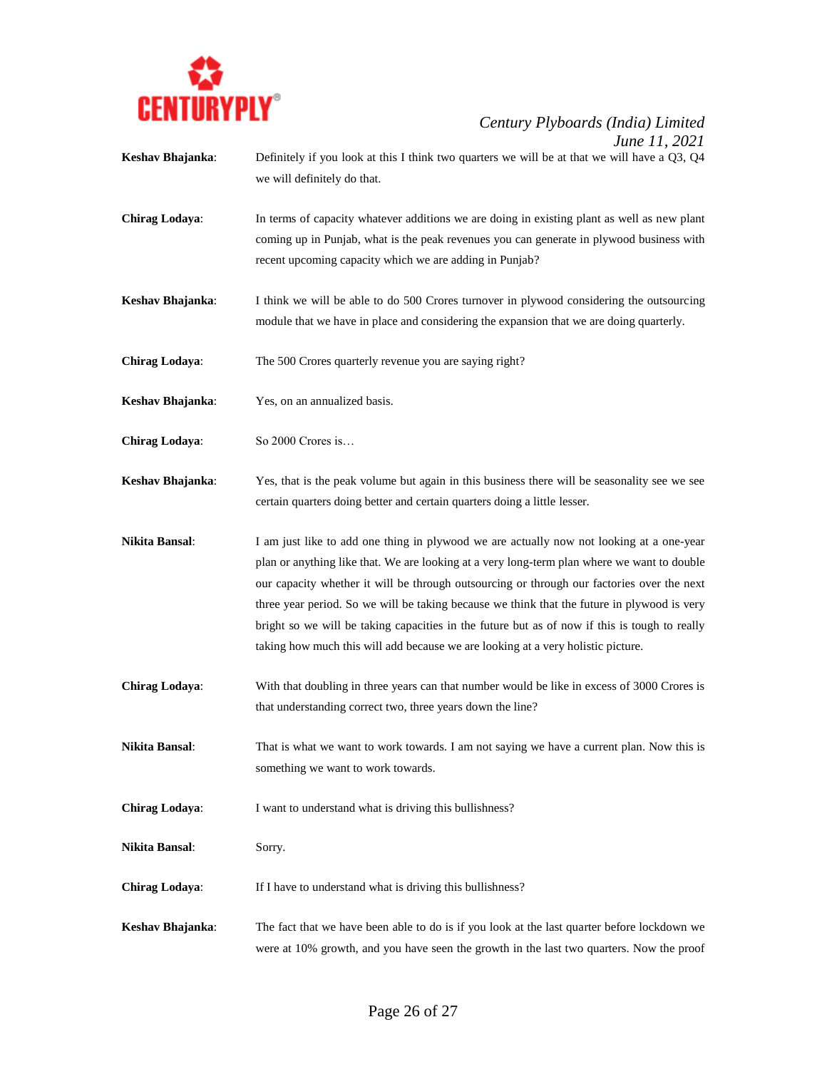**Keshav Bhajanka**: Definitely if you look at this I think two quarters we will be at that we will have a Q3, Q4 we will definitely do that.

**Chirag Lodaya**: In terms of capacity whatever additions we are doing in existing plant as well as new plant coming up in Punjab, what is the peak revenues you can generate in plywood business with recent upcoming capacity which we are adding in Punjab?

**Keshav Bhajanka**: I think we will be able to do 500 Crores turnover in plywood considering the outsourcing module that we have in place and considering the expansion that we are doing quarterly.

**Chirag Lodaya**: The 500 Crores quarterly revenue you are saying right?

**Keshav Bhajanka**: Yes, on an annualized basis.

**Chirag Lodaya**: So 2000 Crores is…

**Keshav Bhajanka**: Yes, that is the peak volume but again in this business there will be seasonality see we see certain quarters doing better and certain quarters doing a little lesser.

**Nikita Bansal**: I am just like to add one thing in plywood we are actually now not looking at a one-year plan or anything like that. We are looking at a very long-term plan where we want to double our capacity whether it will be through outsourcing or through our factories over the next three year period. So we will be taking because we think that the future in plywood is very bright so we will be taking capacities in the future but as of now if this is tough to really taking how much this will add because we are looking at a very holistic picture.

**Chirag Lodaya**: With that doubling in three years can that number would be like in excess of 3000 Crores is that understanding correct two, three years down the line?

**Nikita Bansal**: That is what we want to work towards. I am not saying we have a current plan. Now this is something we want to work towards.

**Chirag Lodaya**: I want to understand what is driving this bullishness?

**Nikita Bansal**: Sorry.

**Chirag Lodaya**: If I have to understand what is driving this bullishness?

**Keshav Bhajanka**: The fact that we have been able to do is if you look at the last quarter before lockdown we were at 10% growth, and you have seen the growth in the last two quarters. Now the proof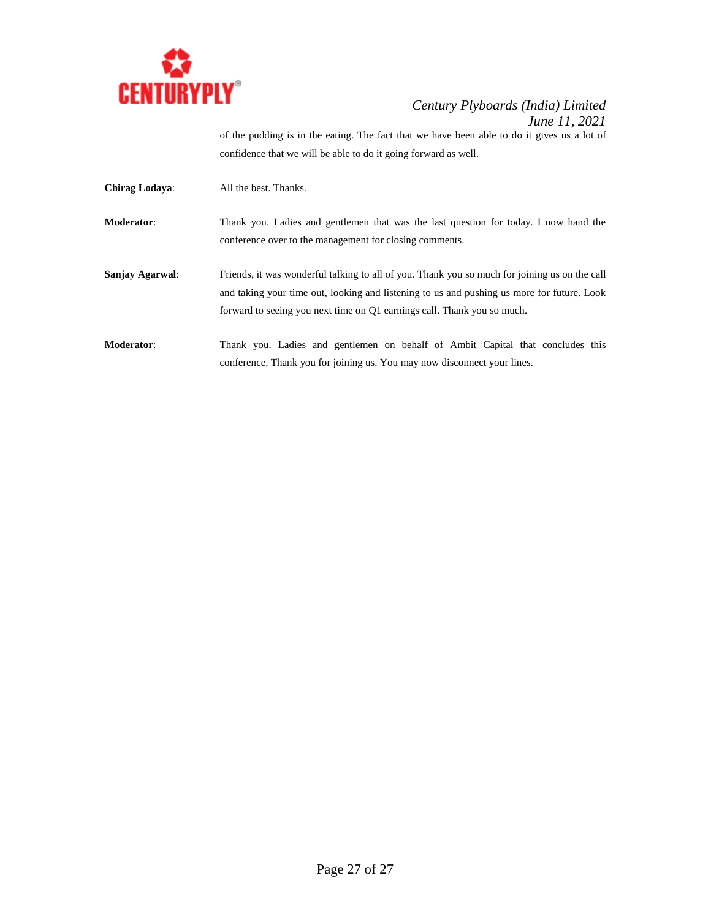of the pudding is in the eating. The fact that we have been able to do it gives us a lot of confidence that we will be able to do it going forward as well.

**Chirag Lodaya**: All the best. Thanks.

**Moderator**: Thank you. Ladies and gentlemen that was the last question for today. I now hand the conference over to the management for closing comments.

**Sanjay Agarwal**: Friends, it was wonderful talking to all of you. Thank you so much for joining us on the call and taking your time out, looking and listening to us and pushing us more for future. Look forward to seeing you next time on Q1 earnings call. Thank you so much.

**Moderator**: Thank you. Ladies and gentlemen on behalf of Ambit Capital that concludes this conference. Thank you for joining us. You may now disconnect your lines.